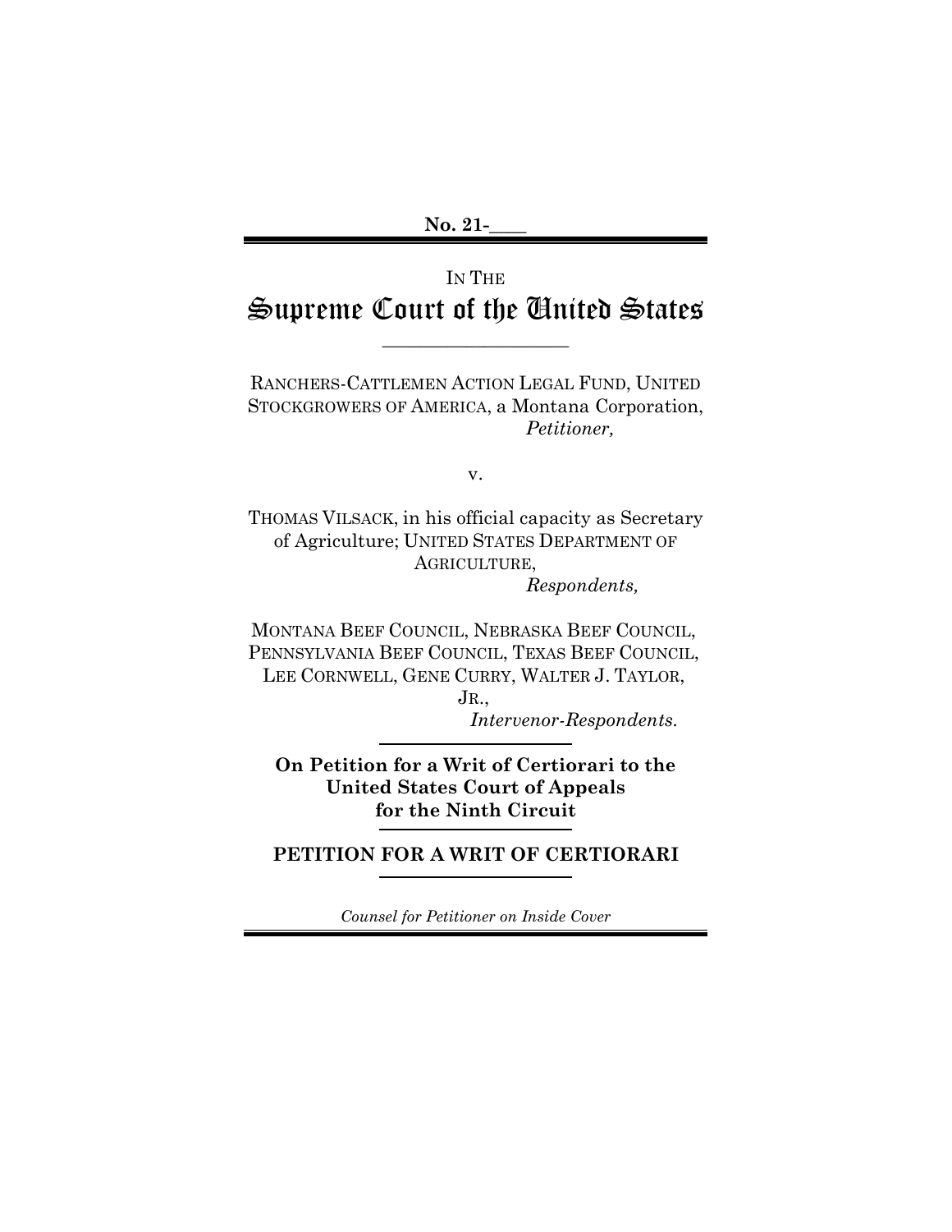**No. 21-\_\_\_\_**

IN THE

# Supreme Court of the United States

---

RANCHERS-CATTLEMEN ACTION LEGAL FUND, UNITED STOCKGROWERS OF AMERICA, a Montana Corporation,
*Petitioner,*

v.

THOMAS VILSACK, in his official capacity as Secretary of Agriculture; UNITED STATES DEPARTMENT OF AGRICULTURE,
*Respondents,*

MONTANA BEEF COUNCIL, NEBRASKA BEEF COUNCIL, PENNSYLVANIA BEEF COUNCIL, TEXAS BEEF COUNCIL, LEE CORNWELL, GENE CURRY, WALTER J. TAYLOR, JR.,
*Intervenor-Respondents.*

---

**On Petition for a Writ of Certiorari to the United States Court of Appeals for the Ninth Circuit**

---

**PETITION FOR A WRIT OF CERTIORARI**

---

*Counsel for Petitioner on Inside Cover*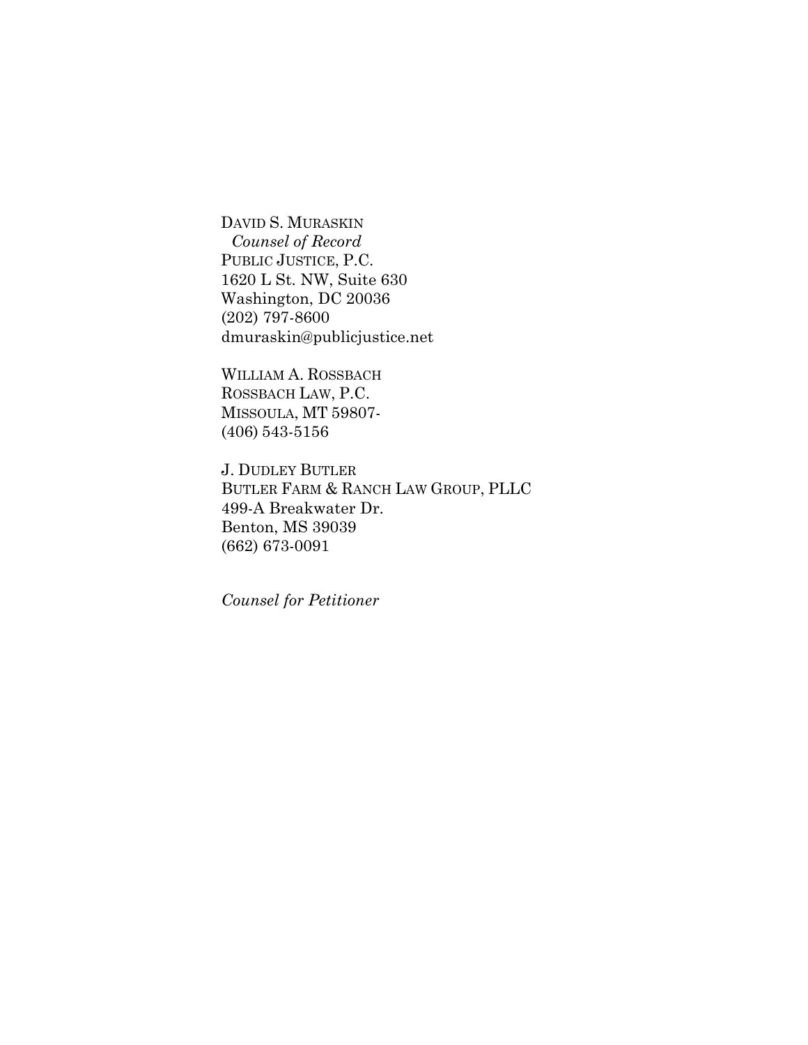DAVID S. MURASKIN
*Counsel of Record*
PUBLIC JUSTICE, P.C.
1620 L St. NW, Suite 630
Washington, DC 20036
(202) 797-8600
dmuraskin@publicjustice.net

WILLIAM A. ROSSBACH
ROSSBACH LAW, P.C.
MISSOULA, MT 59807-
(406) 543-5156

J. DUDLEY BUTLER
BUTLER FARM & RANCH LAW GROUP, PLLC
499-A Breakwater Dr.
Benton, MS 39039
(662) 673-0091

*Counsel for Petitioner*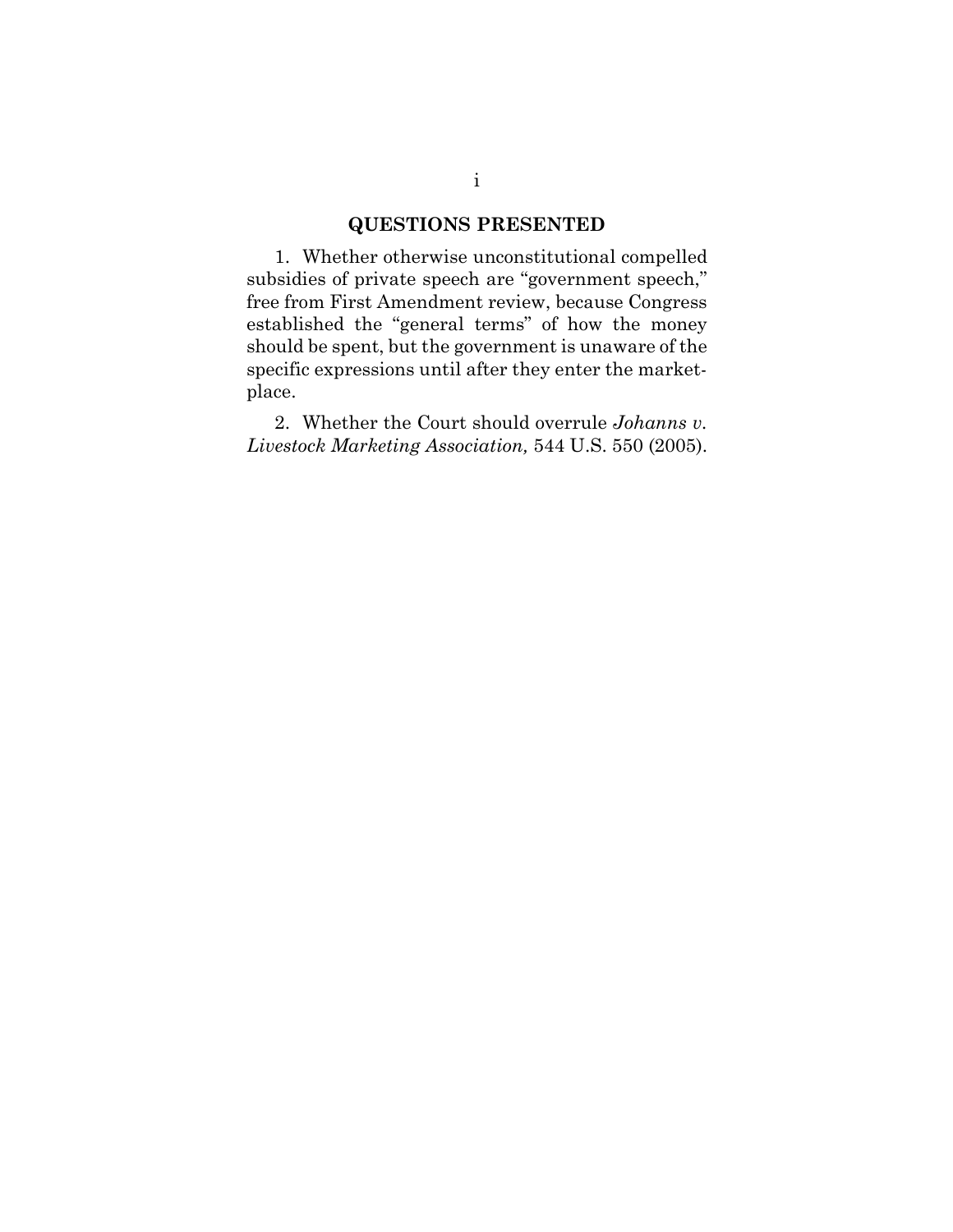## QUESTIONS PRESENTED

1. Whether otherwise unconstitutional compelled subsidies of private speech are "government speech," free from First Amendment review, because Congress established the "general terms" of how the money should be spent, but the government is unaware of the specific expressions until after they enter the marketplace.

2. Whether the Court should overrule *Johanns v. Livestock Marketing Association,* 544 U.S. 550 (2005).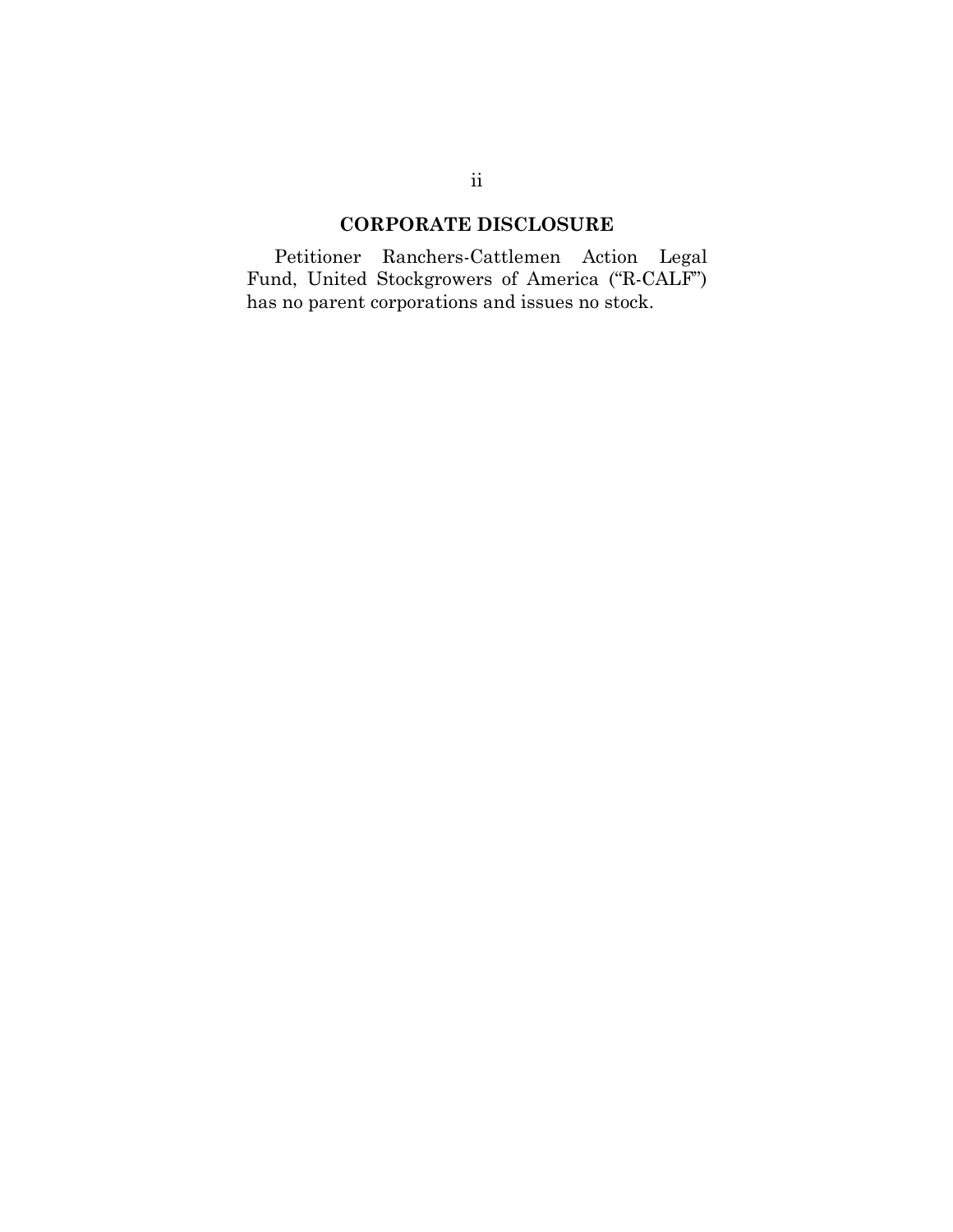## CORPORATE DISCLOSURE

Petitioner Ranchers-Cattlemen Action Legal Fund, United Stockgrowers of America ("R-CALF") has no parent corporations and issues no stock.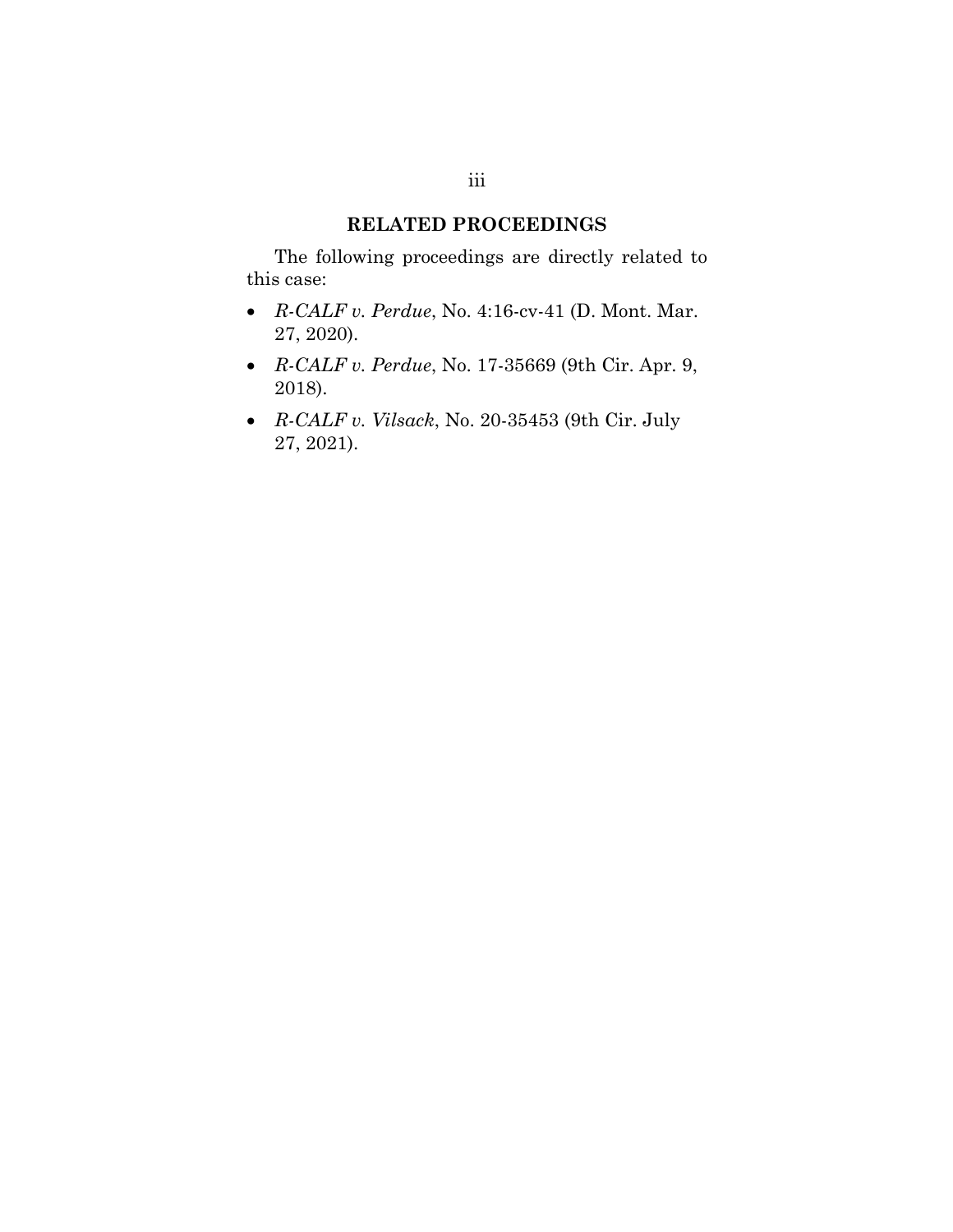## RELATED PROCEEDINGS

The following proceedings are directly related to this case:

- *R-CALF v. Perdue*, No. 4:16-cv-41 (D. Mont. Mar. 27, 2020).
- *R-CALF v. Perdue*, No. 17-35669 (9th Cir. Apr. 9, 2018).
- *R-CALF v. Vilsack*, No. 20-35453 (9th Cir. July 27, 2021).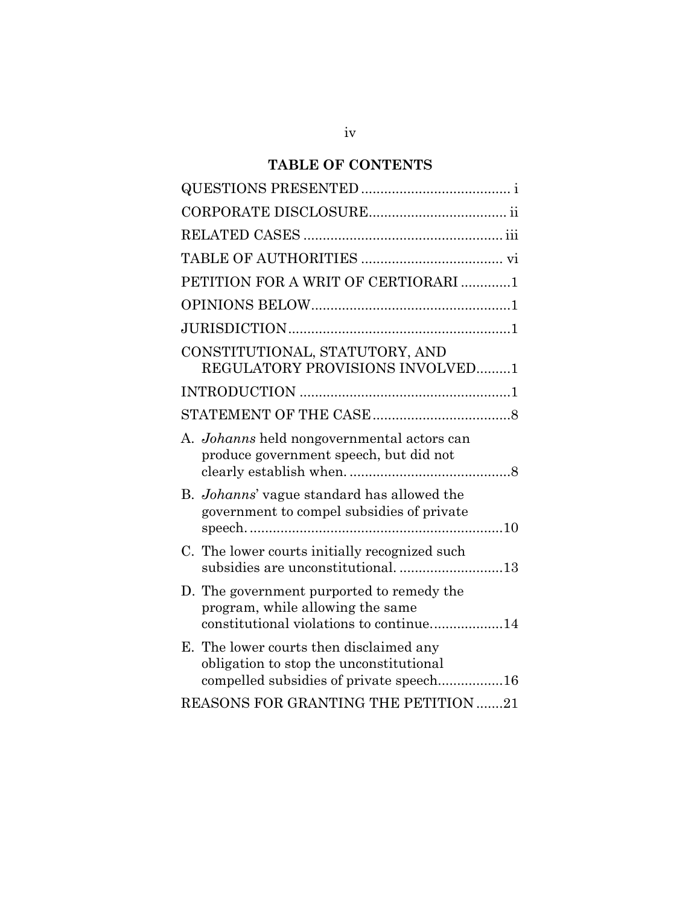# TABLE OF CONTENTS

QUESTIONS PRESENTED ....................................... i

CORPORATE DISCLOSURE.................................... ii

RELATED CASES .................................................... iii

TABLE OF AUTHORITIES ..................................... vi

PETITION FOR A WRIT OF CERTIORARI .............1

OPINIONS BELOW....................................................1

JURISDICTION..........................................................1

CONSTITUTIONAL, STATUTORY, AND REGULATORY PROVISIONS INVOLVED.........1

INTRODUCTION .......................................................1

STATEMENT OF THE CASE....................................8

A. *Johanns* held nongovernmental actors can produce government speech, but did not clearly establish when. ..........................................8

B. *Johanns*' vague standard has allowed the government to compel subsidies of private speech. ..................................................................10

C. The lower courts initially recognized such subsidies are unconstitutional. ...........................13

D. The government purported to remedy the program, while allowing the same constitutional violations to continue..................14

E. The lower courts then disclaimed any obligation to stop the unconstitutional compelled subsidies of private speech.................16

REASONS FOR GRANTING THE PETITION .......21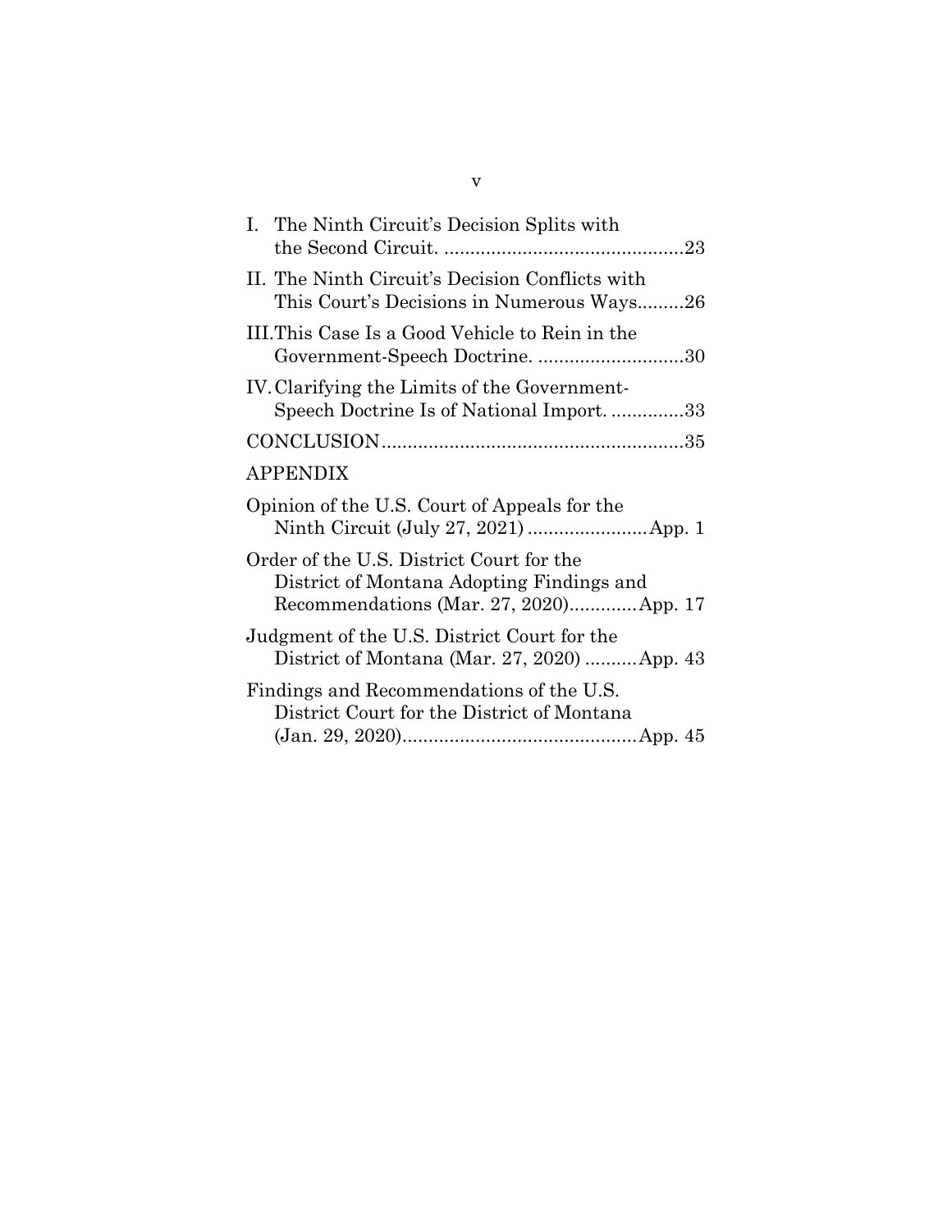I. The Ninth Circuit's Decision Splits with the Second Circuit. ..............................................23

II. The Ninth Circuit's Decision Conflicts with This Court's Decisions in Numerous Ways.........26

III. This Case Is a Good Vehicle to Rein in the Government-Speech Doctrine. ............................30

IV. Clarifying the Limits of the Government-Speech Doctrine Is of National Import. ..............33

CONCLUSION.........................................................35

APPENDIX

Opinion of the U.S. Court of Appeals for the Ninth Circuit (July 27, 2021) .......................App. 1

Order of the U.S. District Court for the District of Montana Adopting Findings and Recommendations (Mar. 27, 2020).............App. 17

Judgment of the U.S. District Court for the District of Montana (Mar. 27, 2020) ..........App. 43

Findings and Recommendations of the U.S. District Court for the District of Montana (Jan. 29, 2020).............................................App. 45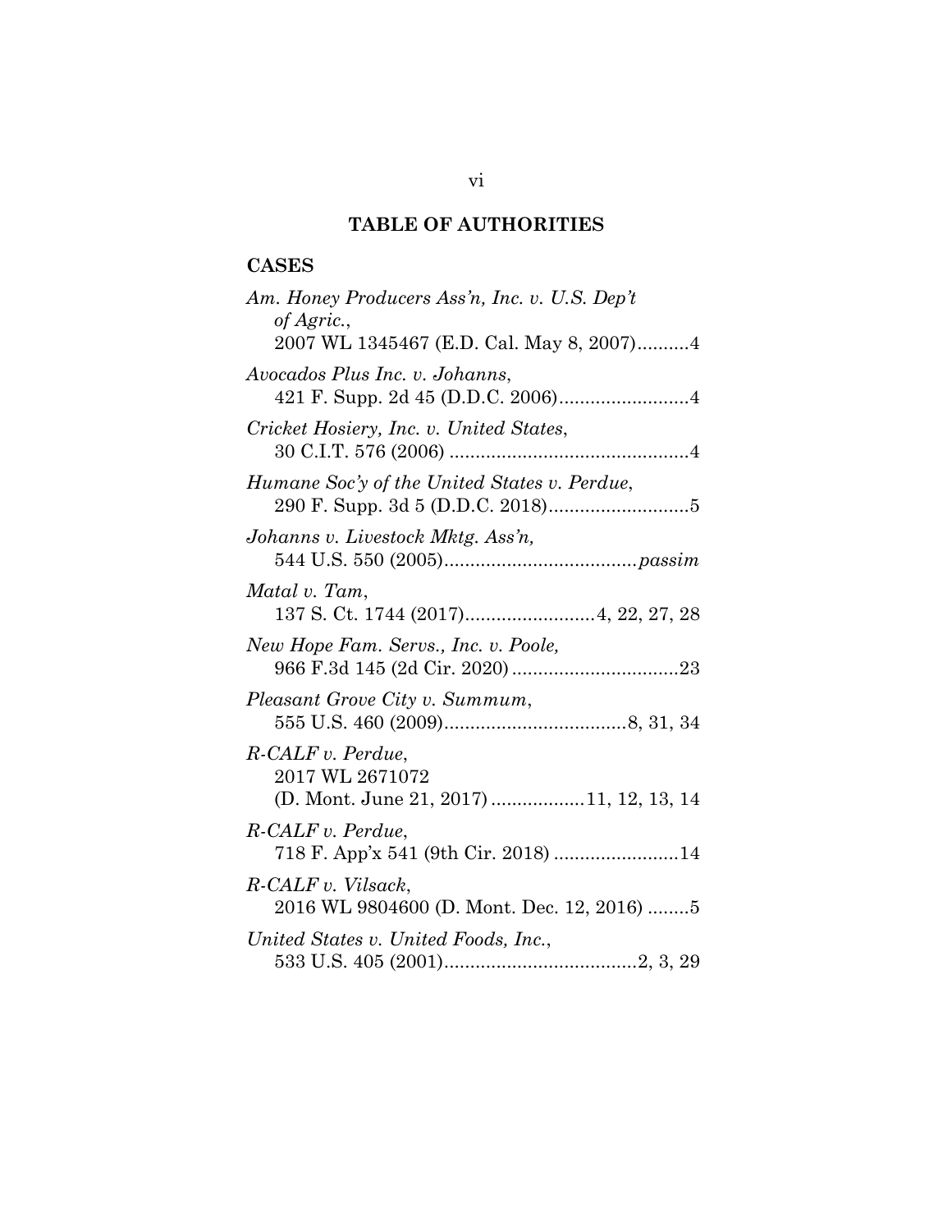## TABLE OF AUTHORITIES

### CASES

*Am. Honey Producers Ass'n, Inc. v. U.S. Dep't of Agric.*,
2007 WL 1345467 (E.D. Cal. May 8, 2007)..........4

*Avocados Plus Inc. v. Johanns*,
421 F. Supp. 2d 45 (D.D.C. 2006).........................4

*Cricket Hosiery, Inc. v. United States*,
30 C.I.T. 576 (2006) ..............................................4

*Humane Soc'y of the United States v. Perdue*,
290 F. Supp. 3d 5 (D.D.C. 2018)...........................5

*Johanns v. Livestock Mktg. Ass'n*,
544 U.S. 550 (2005).....................................*passim*

*Matal v. Tam*,
137 S. Ct. 1744 (2017).........................4, 22, 27, 28

*New Hope Fam. Servs., Inc. v. Poole*,
966 F.3d 145 (2d Cir. 2020) ................................23

*Pleasant Grove City v. Summum*,
555 U.S. 460 (2009)...................................8, 31, 34

*R-CALF v. Perdue*,
2017 WL 2671072
(D. Mont. June 21, 2017) .................11, 12, 13, 14

*R-CALF v. Perdue*,
718 F. App'x 541 (9th Cir. 2018) ........................14

*R-CALF v. Vilsack*,
2016 WL 9804600 (D. Mont. Dec. 12, 2016) ........5

*United States v. United Foods, Inc.*,
533 U.S. 405 (2001).....................................2, 3, 29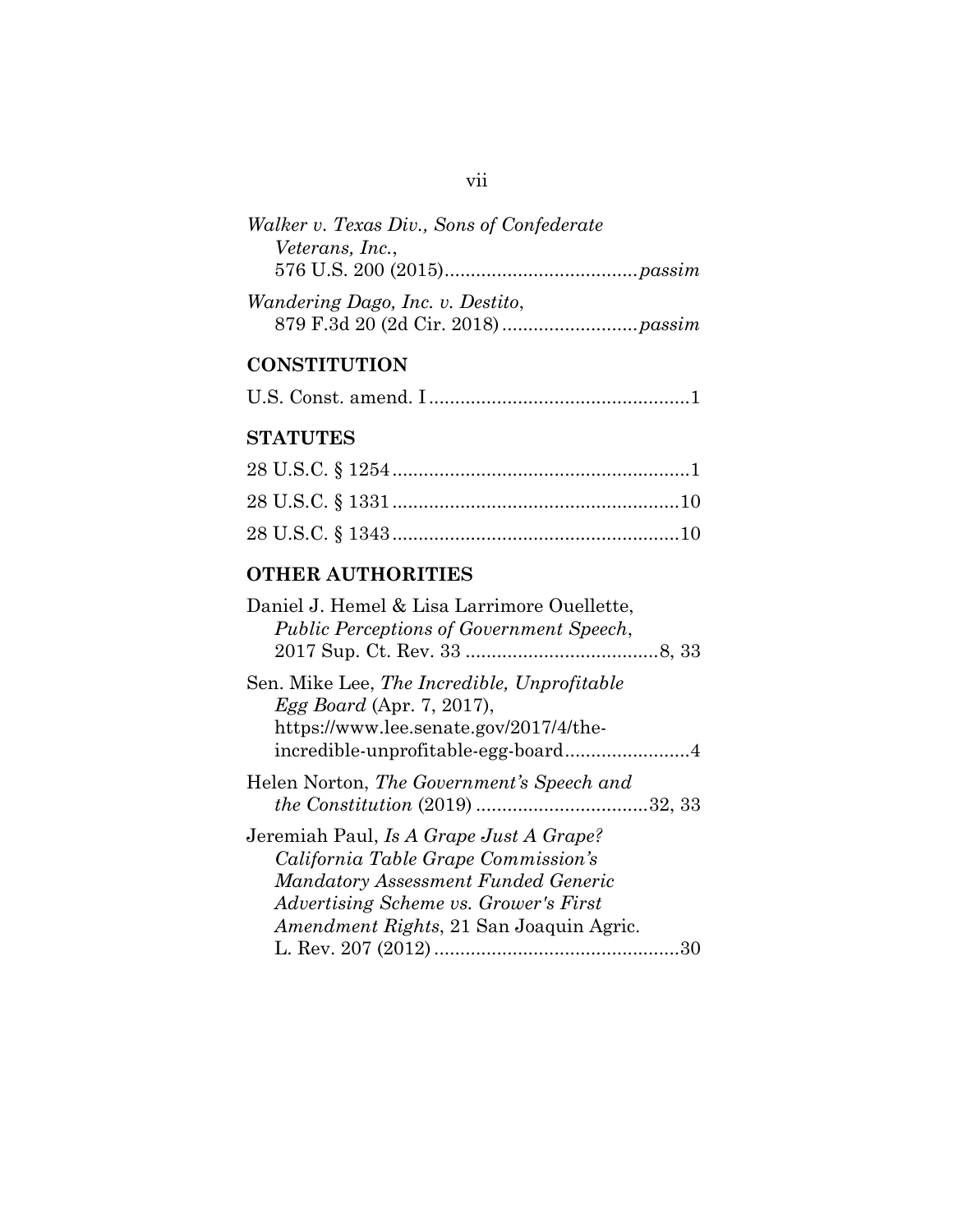*Walker v. Texas Div., Sons of Confederate Veterans, Inc.*,
576 U.S. 200 (2015)....................................*passim*

*Wandering Dago, Inc. v. Destito*,
879 F.3d 20 (2d Cir. 2018).........................*passim*

## CONSTITUTION

U.S. Const. amend. I.................................................1

## STATUTES

28 U.S.C. § 1254........................................................1

28 U.S.C. § 1331......................................................10

28 U.S.C. § 1343......................................................10

## OTHER AUTHORITIES

Daniel J. Hemel & Lisa Larrimore Ouellette, *Public Perceptions of Government Speech*, 2017 Sup. Ct. Rev. 33 ....................................8, 33

Sen. Mike Lee, *The Incredible, Unprofitable Egg Board* (Apr. 7, 2017), https://www.lee.senate.gov/2017/4/the-incredible-unprofitable-egg-board........................4

Helen Norton, *The Government's Speech and the Constitution* (2019) .................................32, 33

Jeremiah Paul, *Is A Grape Just A Grape? California Table Grape Commission's Mandatory Assessment Funded Generic Advertising Scheme vs. Grower's First Amendment Rights*, 21 San Joaquin Agric. L. Rev. 207 (2012)...............................................30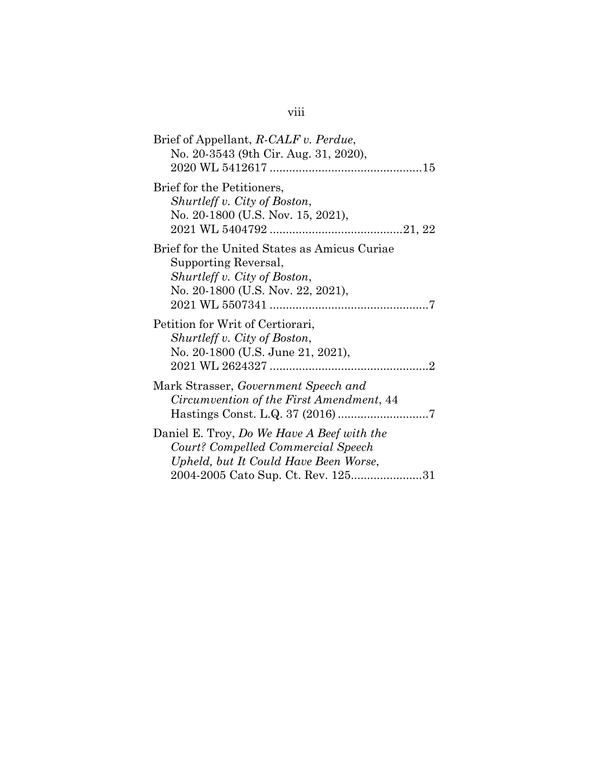Brief of Appellant, *R-CALF v. Perdue*, No. 20-3543 (9th Cir. Aug. 31, 2020), 2020 WL 5412617 ....................................................15

Brief for the Petitioners, *Shurtleff v. City of Boston*, No. 20-1800 (U.S. Nov. 15, 2021), 2021 WL 5404792 ..........................................21, 22

Brief for the United States as Amicus Curiae Supporting Reversal, *Shurtleff v. City of Boston*, No. 20-1800 (U.S. Nov. 22, 2021), 2021 WL 5507341 ....................................................7

Petition for Writ of Certiorari, *Shurtleff v. City of Boston*, No. 20-1800 (U.S. June 21, 2021), 2021 WL 2624327 ....................................................2

Mark Strasser, *Government Speech and Circumvention of the First Amendment*, 44 Hastings Const. L.Q. 37 (2016) ............................7

Daniel E. Troy, *Do We Have A Beef with the Court? Compelled Commercial Speech Upheld, but It Could Have Been Worse*, 2004-2005 Cato Sup. Ct. Rev. 125......................31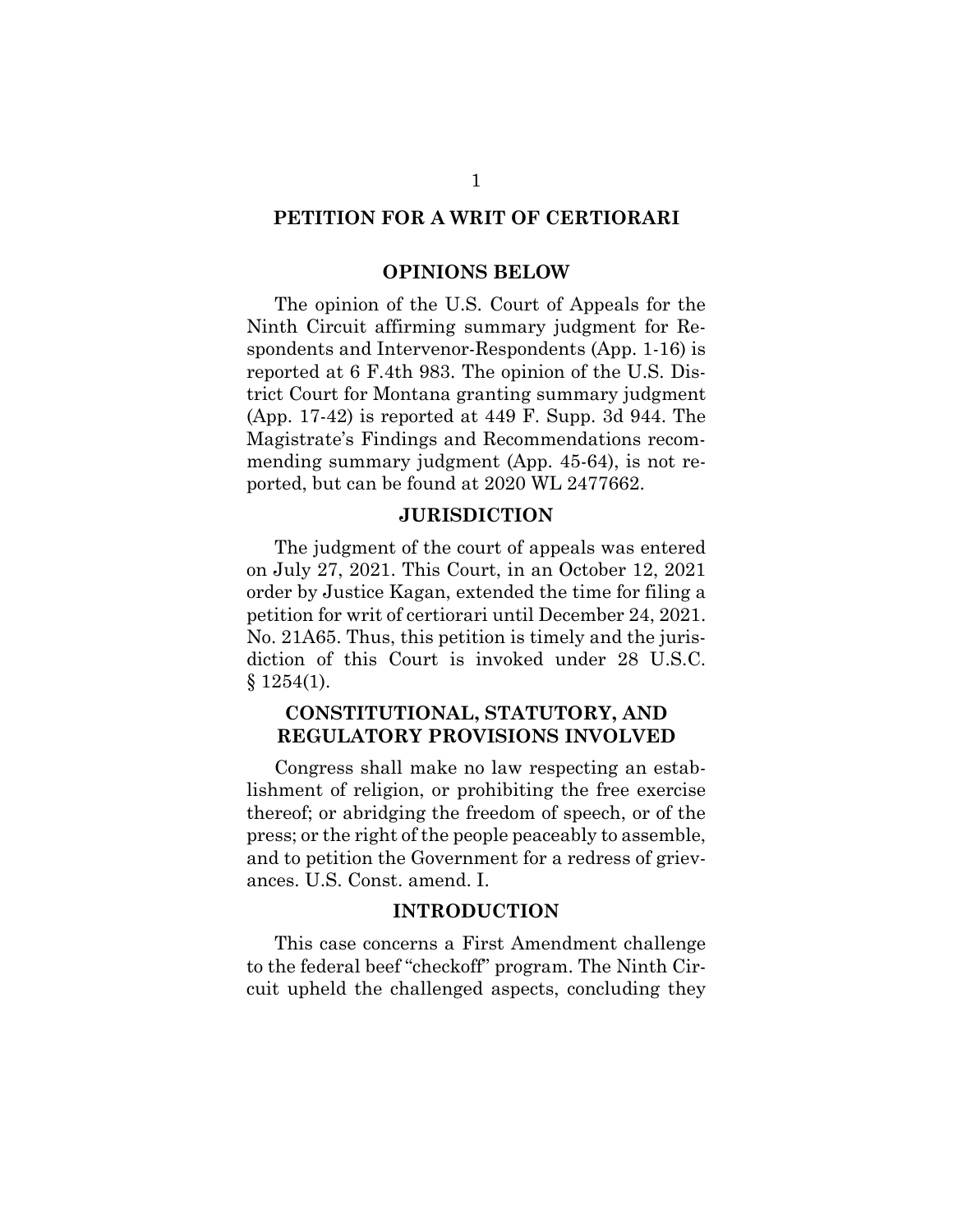# PETITION FOR A WRIT OF CERTIORARI

## OPINIONS BELOW

The opinion of the U.S. Court of Appeals for the Ninth Circuit affirming summary judgment for Respondents and Intervenor-Respondents (App. 1-16) is reported at 6 F.4th 983. The opinion of the U.S. District Court for Montana granting summary judgment (App. 17-42) is reported at 449 F. Supp. 3d 944. The Magistrate's Findings and Recommendations recommending summary judgment (App. 45-64), is not reported, but can be found at 2020 WL 2477662.

## JURISDICTION

The judgment of the court of appeals was entered on July 27, 2021. This Court, in an October 12, 2021 order by Justice Kagan, extended the time for filing a petition for writ of certiorari until December 24, 2021. No. 21A65. Thus, this petition is timely and the jurisdiction of this Court is invoked under 28 U.S.C. § 1254(1).

## CONSTITUTIONAL, STATUTORY, AND REGULATORY PROVISIONS INVOLVED

Congress shall make no law respecting an establishment of religion, or prohibiting the free exercise thereof; or abridging the freedom of speech, or of the press; or the right of the people peaceably to assemble, and to petition the Government for a redress of grievances. U.S. Const. amend. I.

## INTRODUCTION

This case concerns a First Amendment challenge to the federal beef "checkoff" program. The Ninth Circuit upheld the challenged aspects, concluding they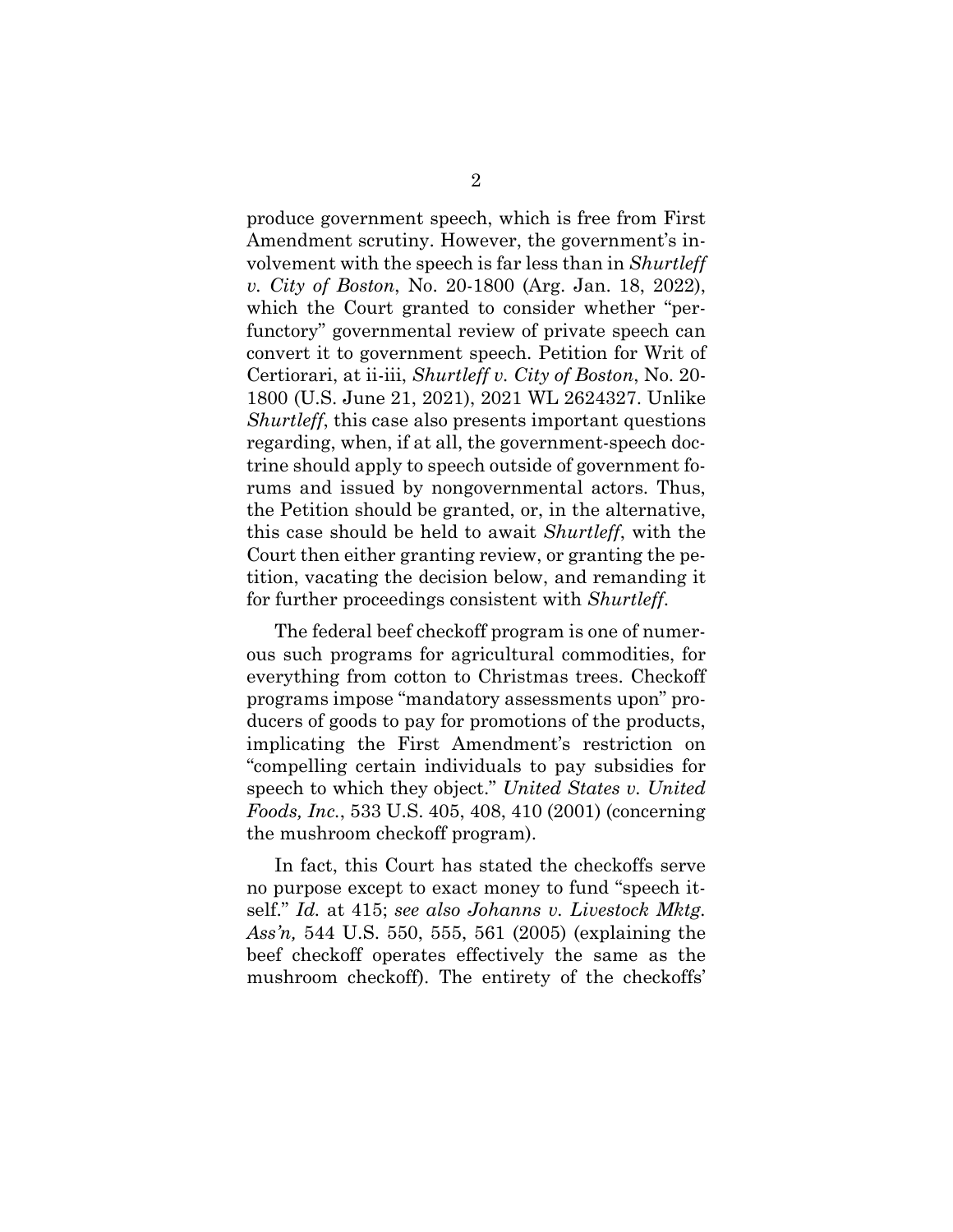produce government speech, which is free from First Amendment scrutiny. However, the government's involvement with the speech is far less than in *Shurtleff v. City of Boston*, No. 20-1800 (Arg. Jan. 18, 2022), which the Court granted to consider whether "perfunctory" governmental review of private speech can convert it to government speech. Petition for Writ of Certiorari, at ii-iii, *Shurtleff v. City of Boston*, No. 20-1800 (U.S. June 21, 2021), 2021 WL 2624327. Unlike *Shurtleff*, this case also presents important questions regarding, when, if at all, the government-speech doctrine should apply to speech outside of government forums and issued by nongovernmental actors. Thus, the Petition should be granted, or, in the alternative, this case should be held to await *Shurtleff*, with the Court then either granting review, or granting the petition, vacating the decision below, and remanding it for further proceedings consistent with *Shurtleff*.

The federal beef checkoff program is one of numerous such programs for agricultural commodities, for everything from cotton to Christmas trees. Checkoff programs impose "mandatory assessments upon" producers of goods to pay for promotions of the products, implicating the First Amendment's restriction on "compelling certain individuals to pay subsidies for speech to which they object." *United States v. United Foods, Inc.*, 533 U.S. 405, 408, 410 (2001) (concerning the mushroom checkoff program).

In fact, this Court has stated the checkoffs serve no purpose except to exact money to fund "speech itself." *Id.* at 415; *see also Johanns v. Livestock Mktg. Ass'n,* 544 U.S. 550, 555, 561 (2005) (explaining the beef checkoff operates effectively the same as the mushroom checkoff). The entirety of the checkoffs'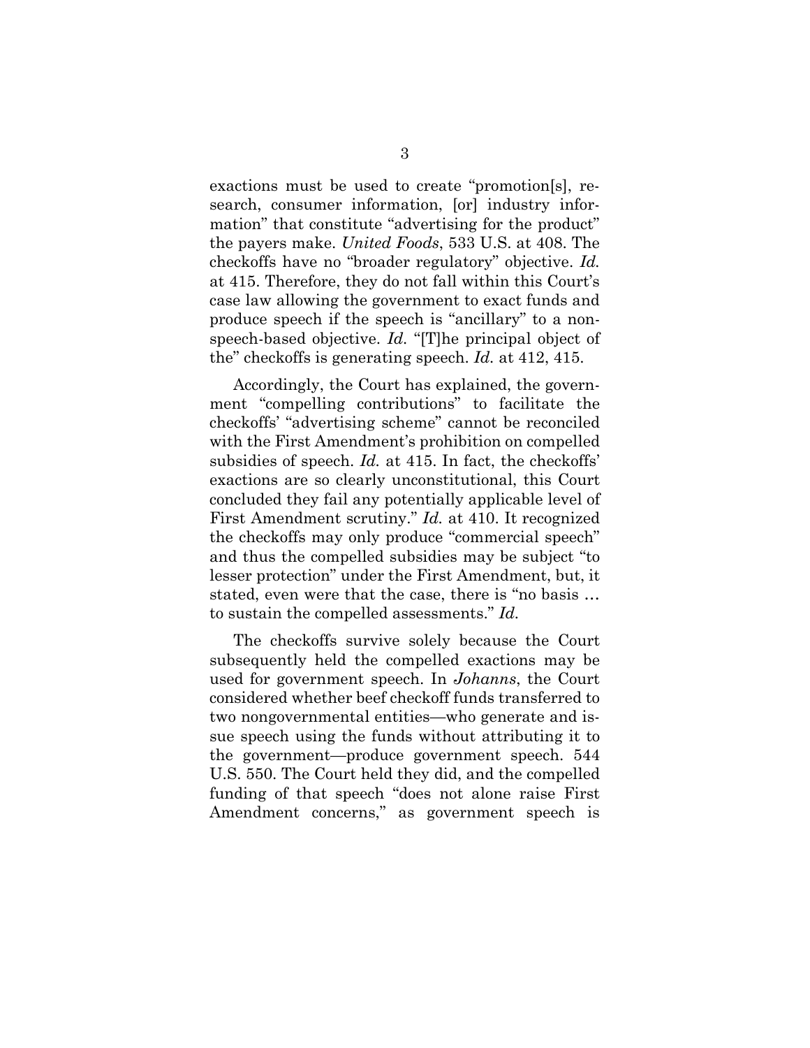exactions must be used to create "promotion[s], research, consumer information, [or] industry information" that constitute "advertising for the product" the payers make. *United Foods*, 533 U.S. at 408. The checkoffs have no "broader regulatory" objective. *Id.* at 415. Therefore, they do not fall within this Court's case law allowing the government to exact funds and produce speech if the speech is "ancillary" to a non-speech-based objective. *Id.* "[T]he principal object of the" checkoffs is generating speech. *Id.* at 412, 415.

Accordingly, the Court has explained, the government "compelling contributions" to facilitate the checkoffs' "advertising scheme" cannot be reconciled with the First Amendment's prohibition on compelled subsidies of speech. *Id.* at 415. In fact, the checkoffs' exactions are so clearly unconstitutional, this Court concluded they fail any potentially applicable level of First Amendment scrutiny." *Id.* at 410. It recognized the checkoffs may only produce "commercial speech" and thus the compelled subsidies may be subject "to lesser protection" under the First Amendment, but, it stated, even were that the case, there is "no basis … to sustain the compelled assessments." *Id.*

The checkoffs survive solely because the Court subsequently held the compelled exactions may be used for government speech. In *Johanns*, the Court considered whether beef checkoff funds transferred to two nongovernmental entities—who generate and issue speech using the funds without attributing it to the government—produce government speech. 544 U.S. 550. The Court held they did, and the compelled funding of that speech "does not alone raise First Amendment concerns," as government speech is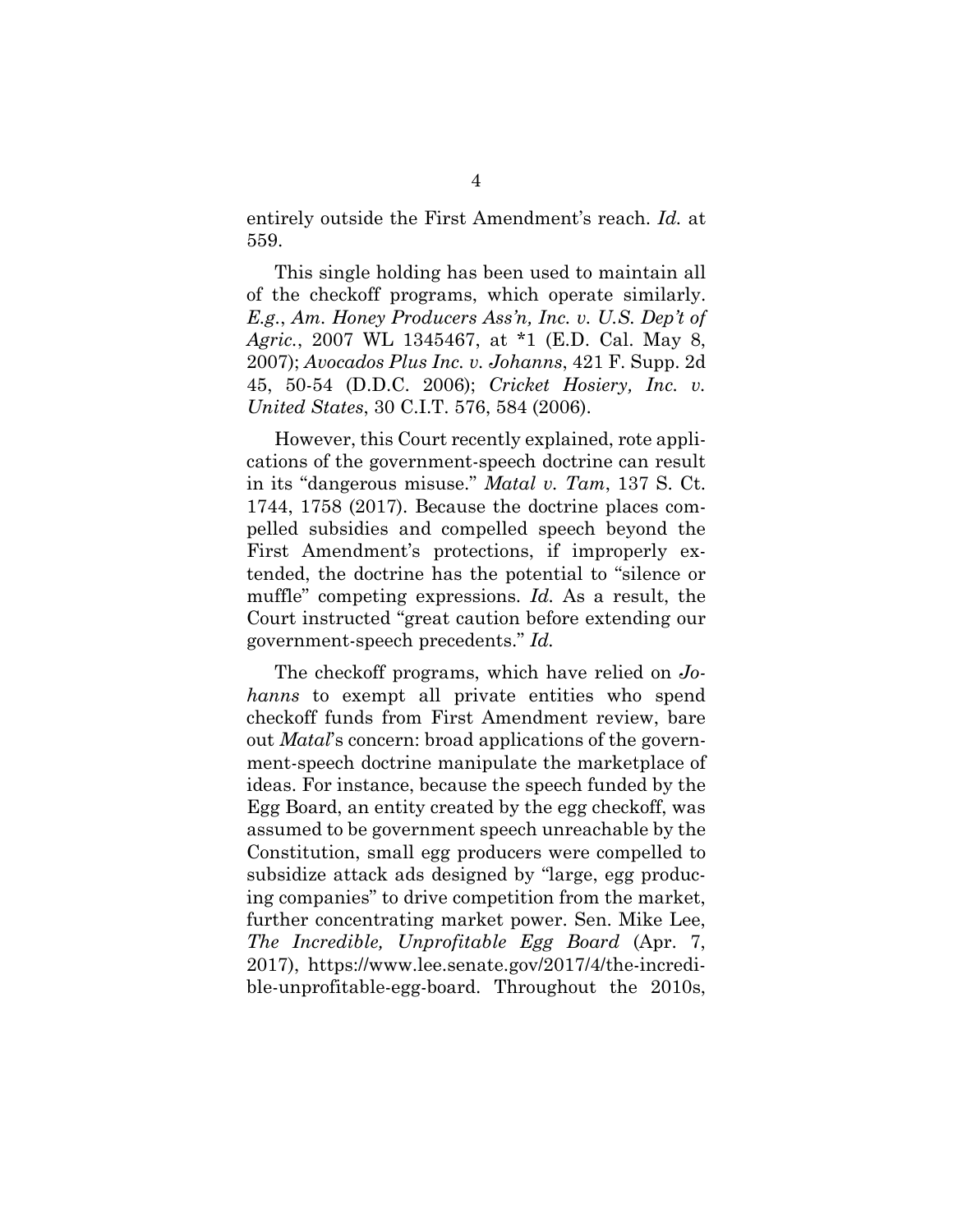entirely outside the First Amendment's reach. *Id.* at 559.

This single holding has been used to maintain all of the checkoff programs, which operate similarly. *E.g.*, *Am. Honey Producers Ass'n, Inc. v. U.S. Dep't of Agric.*, 2007 WL 1345467, at *1 (E.D. Cal. May 8, 2007); *Avocados Plus Inc. v. Johanns*, 421 F. Supp. 2d 45, 50-54 (D.D.C. 2006); *Cricket Hosiery, Inc. v. United States*, 30 C.I.T. 576, 584 (2006).

However, this Court recently explained, rote applications of the government-speech doctrine can result in its "dangerous misuse." *Matal v. Tam*, 137 S. Ct. 1744, 1758 (2017). Because the doctrine places compelled subsidies and compelled speech beyond the First Amendment's protections, if improperly extended, the doctrine has the potential to "silence or muffle" competing expressions. *Id.* As a result, the Court instructed "great caution before extending our government-speech precedents." *Id.*

The checkoff programs, which have relied on *Johanns* to exempt all private entities who spend checkoff funds from First Amendment review, bare out *Matal*'s concern: broad applications of the government-speech doctrine manipulate the marketplace of ideas. For instance, because the speech funded by the Egg Board, an entity created by the egg checkoff, was assumed to be government speech unreachable by the Constitution, small egg producers were compelled to subsidize attack ads designed by "large, egg producing companies" to drive competition from the market, further concentrating market power. Sen. Mike Lee, *The Incredible, Unprofitable Egg Board* (Apr. 7, 2017), https://www.lee.senate.gov/2017/4/the-incredible-unprofitable-egg-board. Throughout the 2010s,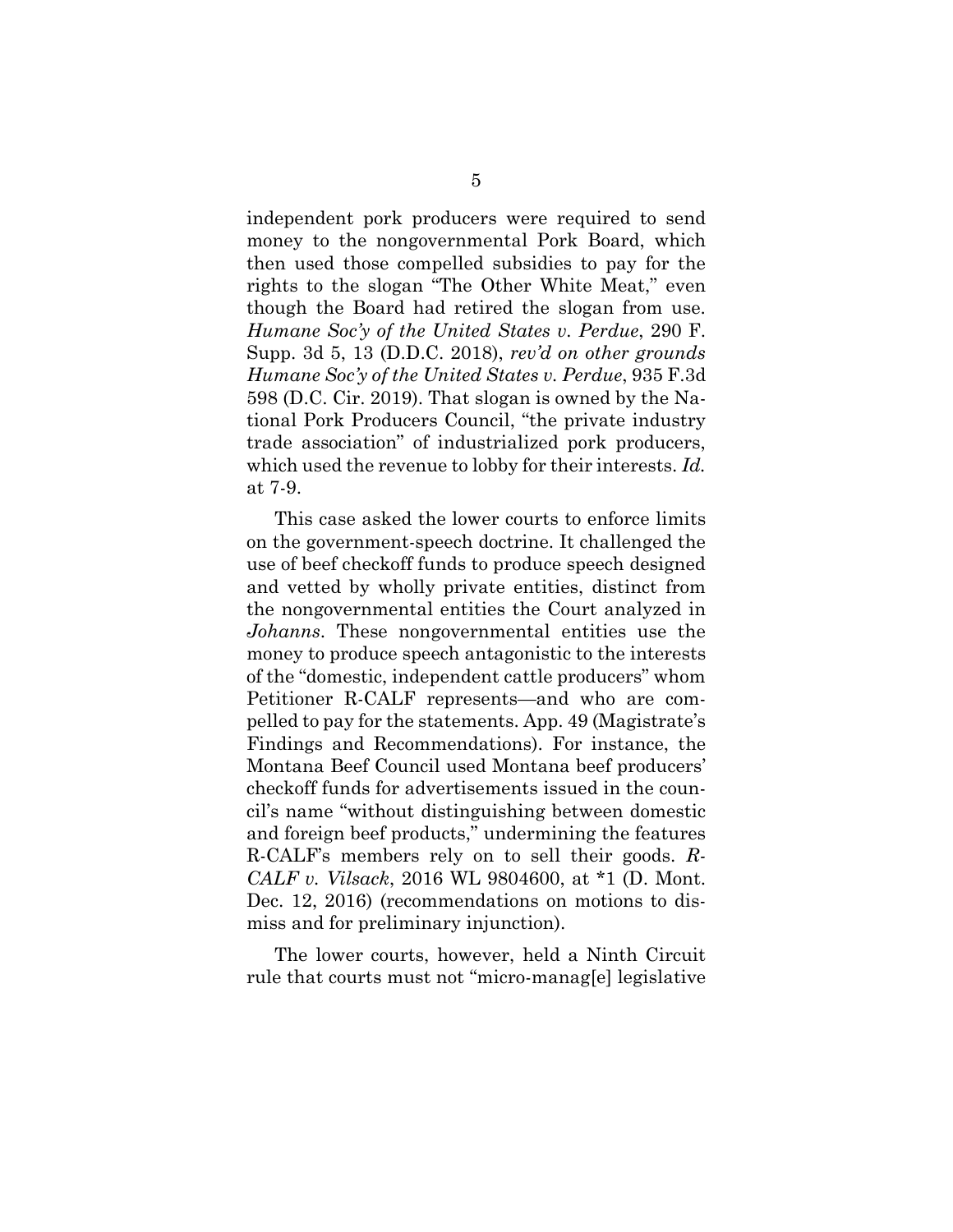independent pork producers were required to send money to the nongovernmental Pork Board, which then used those compelled subsidies to pay for the rights to the slogan "The Other White Meat," even though the Board had retired the slogan from use. *Humane Soc'y of the United States v. Perdue*, 290 F. Supp. 3d 5, 13 (D.D.C. 2018), *rev'd on other grounds Humane Soc'y of the United States v. Perdue*, 935 F.3d 598 (D.C. Cir. 2019). That slogan is owned by the National Pork Producers Council, "the private industry trade association" of industrialized pork producers, which used the revenue to lobby for their interests. *Id.* at 7-9.

This case asked the lower courts to enforce limits on the government-speech doctrine. It challenged the use of beef checkoff funds to produce speech designed and vetted by wholly private entities, distinct from the nongovernmental entities the Court analyzed in *Johanns*. These nongovernmental entities use the money to produce speech antagonistic to the interests of the "domestic, independent cattle producers" whom Petitioner R-CALF represents—and who are compelled to pay for the statements. App. 49 (Magistrate's Findings and Recommendations). For instance, the Montana Beef Council used Montana beef producers' checkoff funds for advertisements issued in the council's name "without distinguishing between domestic and foreign beef products," undermining the features R-CALF's members rely on to sell their goods. *R-CALF v. Vilsack*, 2016 WL 9804600, at *1 (D. Mont. Dec. 12, 2016) (recommendations on motions to dismiss and for preliminary injunction).

The lower courts, however, held a Ninth Circuit rule that courts must not "micro-manag[e] legislative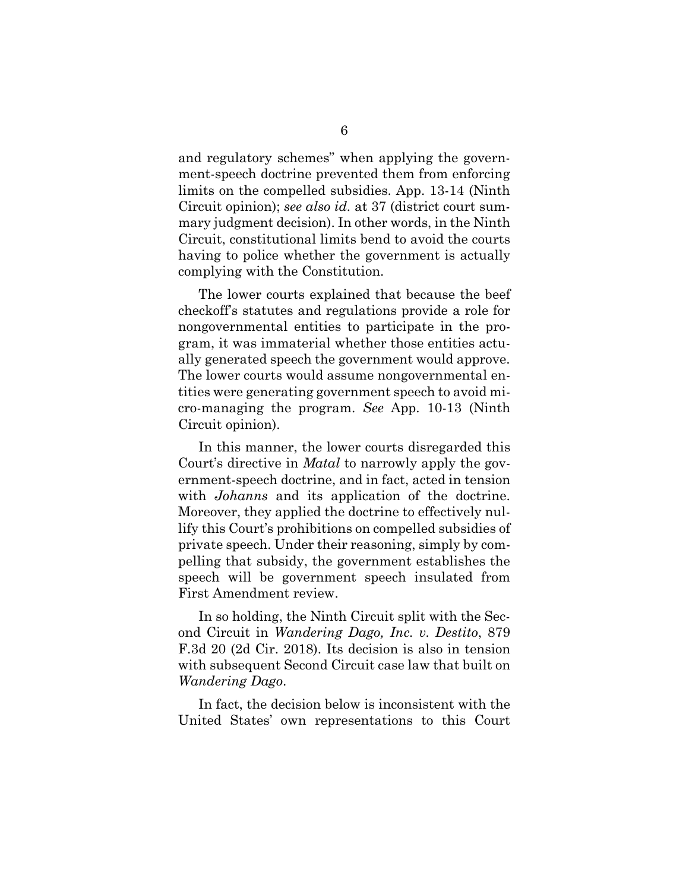and regulatory schemes" when applying the government-speech doctrine prevented them from enforcing limits on the compelled subsidies. App. 13-14 (Ninth Circuit opinion); *see also id.* at 37 (district court summary judgment decision). In other words, in the Ninth Circuit, constitutional limits bend to avoid the courts having to police whether the government is actually complying with the Constitution.

The lower courts explained that because the beef checkoff's statutes and regulations provide a role for nongovernmental entities to participate in the program, it was immaterial whether those entities actually generated speech the government would approve. The lower courts would assume nongovernmental entities were generating government speech to avoid micro-managing the program. *See* App. 10-13 (Ninth Circuit opinion).

In this manner, the lower courts disregarded this Court's directive in *Matal* to narrowly apply the government-speech doctrine, and in fact, acted in tension with *Johanns* and its application of the doctrine. Moreover, they applied the doctrine to effectively nullify this Court's prohibitions on compelled subsidies of private speech. Under their reasoning, simply by compelling that subsidy, the government establishes the speech will be government speech insulated from First Amendment review.

In so holding, the Ninth Circuit split with the Second Circuit in *Wandering Dago, Inc. v. Destito*, 879 F.3d 20 (2d Cir. 2018). Its decision is also in tension with subsequent Second Circuit case law that built on *Wandering Dago*.

In fact, the decision below is inconsistent with the United States' own representations to this Court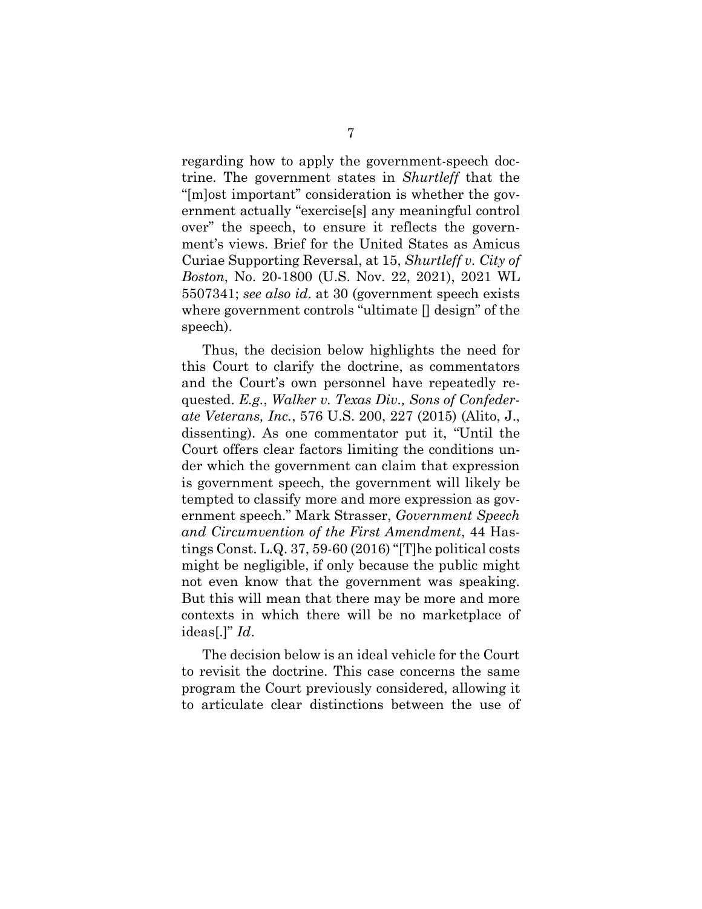regarding how to apply the government-speech doctrine. The government states in *Shurtleff* that the "[m]ost important" consideration is whether the government actually "exercise[s] any meaningful control over" the speech, to ensure it reflects the government's views. Brief for the United States as Amicus Curiae Supporting Reversal, at 15, *Shurtleff v. City of Boston*, No. 20-1800 (U.S. Nov. 22, 2021), 2021 WL 5507341; *see also id.* at 30 (government speech exists where government controls "ultimate [] design" of the speech).

Thus, the decision below highlights the need for this Court to clarify the doctrine, as commentators and the Court's own personnel have repeatedly requested. *E.g.*, *Walker v. Texas Div., Sons of Confederate Veterans, Inc.*, 576 U.S. 200, 227 (2015) (Alito, J., dissenting). As one commentator put it, "Until the Court offers clear factors limiting the conditions under which the government can claim that expression is government speech, the government will likely be tempted to classify more and more expression as government speech." Mark Strasser, *Government Speech and Circumvention of the First Amendment*, 44 Hastings Const. L.Q. 37, 59-60 (2016) "[T]he political costs might be negligible, if only because the public might not even know that the government was speaking. But this will mean that there may be more and more contexts in which there will be no marketplace of ideas[.]" *Id*.

The decision below is an ideal vehicle for the Court to revisit the doctrine. This case concerns the same program the Court previously considered, allowing it to articulate clear distinctions between the use of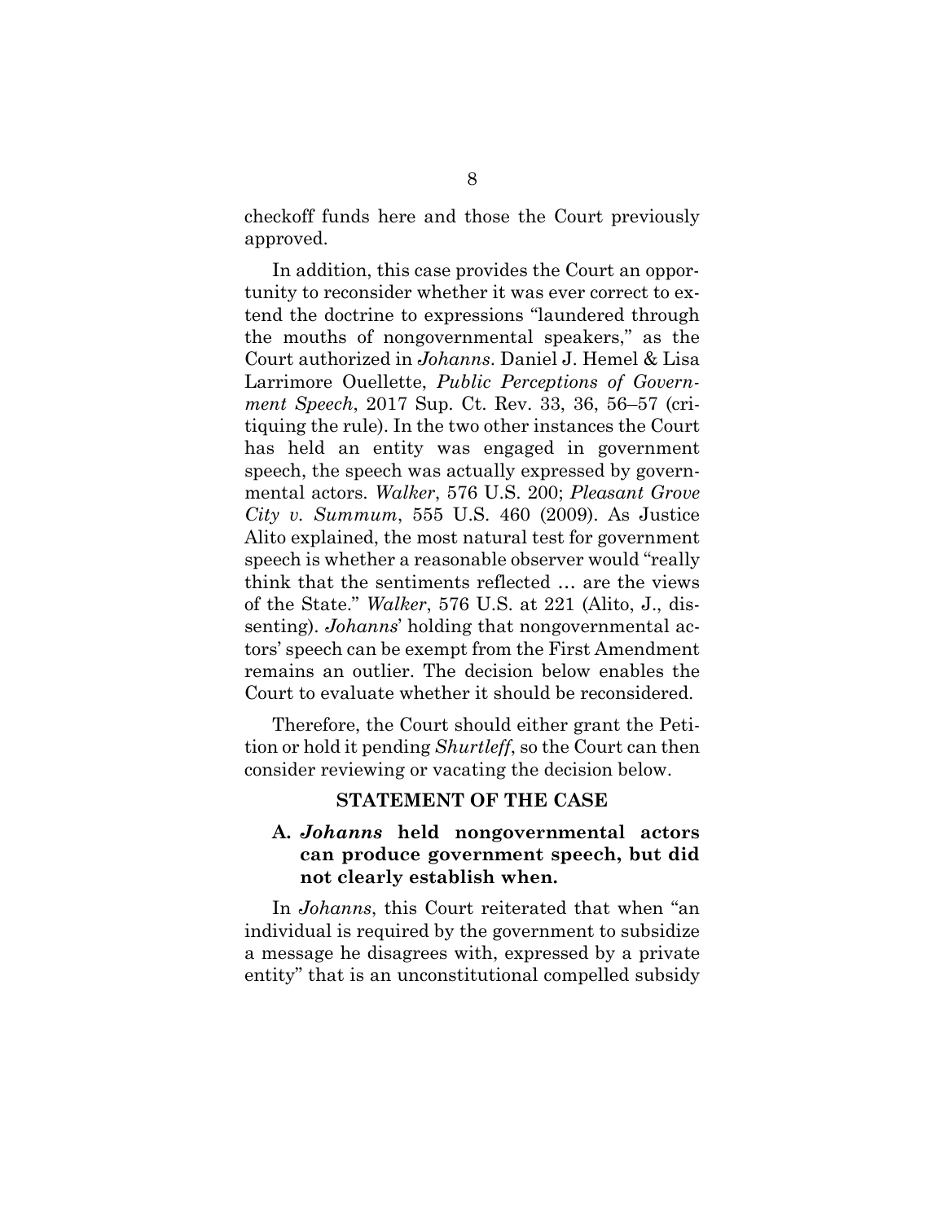checkoff funds here and those the Court previously approved.

In addition, this case provides the Court an opportunity to reconsider whether it was ever correct to extend the doctrine to expressions "laundered through the mouths of nongovernmental speakers," as the Court authorized in *Johanns*. Daniel J. Hemel & Lisa Larrimore Ouellette, *Public Perceptions of Government Speech*, 2017 Sup. Ct. Rev. 33, 36, 56–57 (critiquing the rule). In the two other instances the Court has held an entity was engaged in government speech, the speech was actually expressed by governmental actors. *Walker*, 576 U.S. 200; *Pleasant Grove City v. Summum*, 555 U.S. 460 (2009). As Justice Alito explained, the most natural test for government speech is whether a reasonable observer would "really think that the sentiments reflected … are the views of the State." *Walker*, 576 U.S. at 221 (Alito, J., dissenting). *Johanns*' holding that nongovernmental actors' speech can be exempt from the First Amendment remains an outlier. The decision below enables the Court to evaluate whether it should be reconsidered.

Therefore, the Court should either grant the Petition or hold it pending *Shurtleff*, so the Court can then consider reviewing or vacating the decision below.

## STATEMENT OF THE CASE

### A. *Johanns* held nongovernmental actors can produce government speech, but did not clearly establish when.

In *Johanns*, this Court reiterated that when "an individual is required by the government to subsidize a message he disagrees with, expressed by a private entity" that is an unconstitutional compelled subsidy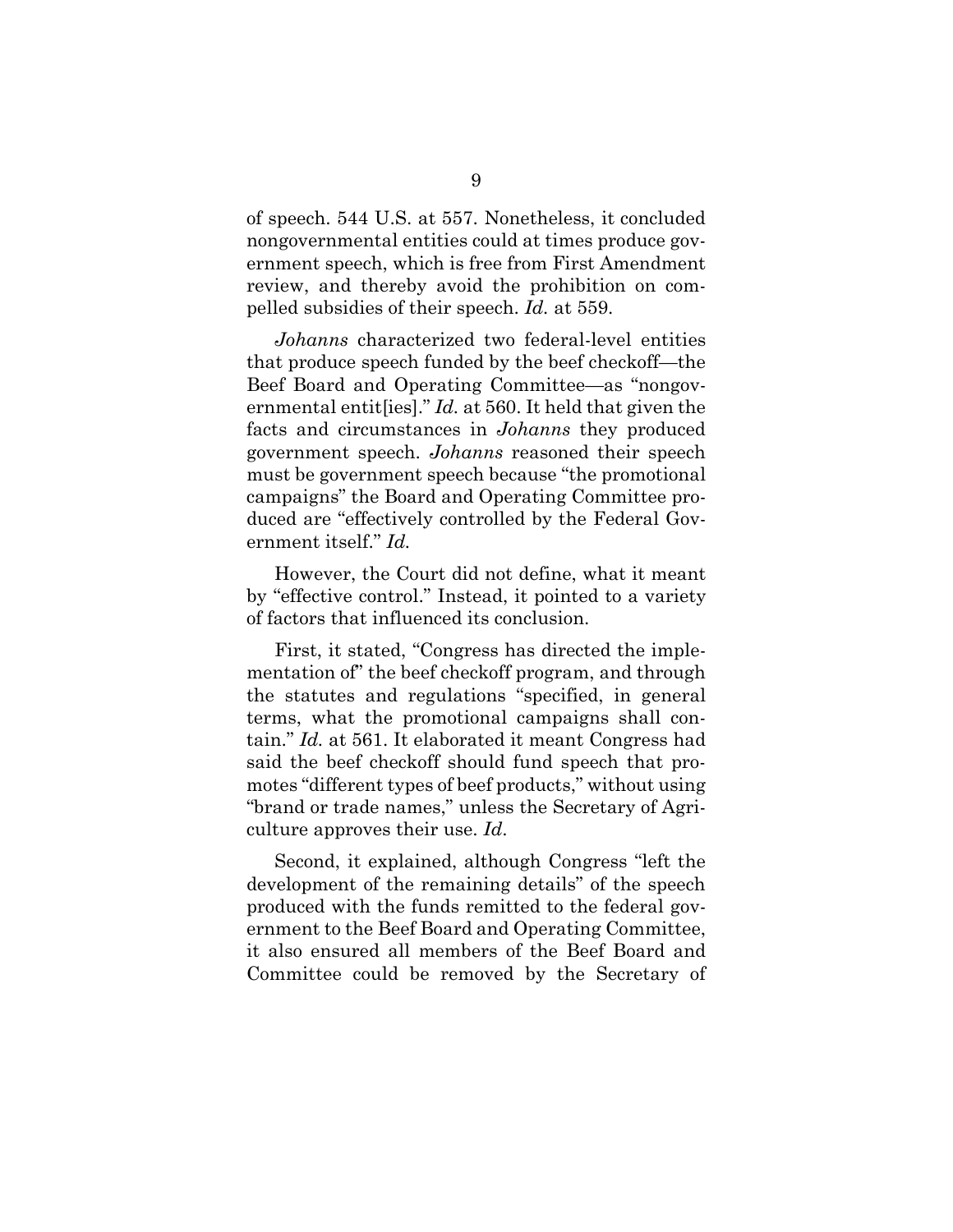of speech. 544 U.S. at 557. Nonetheless, it concluded nongovernmental entities could at times produce government speech, which is free from First Amendment review, and thereby avoid the prohibition on compelled subsidies of their speech. *Id.* at 559.

*Johanns* characterized two federal-level entities that produce speech funded by the beef checkoff—the Beef Board and Operating Committee—as "nongovernmental entit[ies]." *Id.* at 560. It held that given the facts and circumstances in *Johanns* they produced government speech. *Johanns* reasoned their speech must be government speech because "the promotional campaigns" the Board and Operating Committee produced are "effectively controlled by the Federal Government itself." *Id.*

However, the Court did not define, what it meant by "effective control." Instead, it pointed to a variety of factors that influenced its conclusion.

First, it stated, "Congress has directed the implementation of" the beef checkoff program, and through the statutes and regulations "specified, in general terms, what the promotional campaigns shall contain." *Id.* at 561. It elaborated it meant Congress had said the beef checkoff should fund speech that promotes "different types of beef products," without using "brand or trade names," unless the Secretary of Agriculture approves their use. *Id*.

Second, it explained, although Congress "left the development of the remaining details" of the speech produced with the funds remitted to the federal government to the Beef Board and Operating Committee, it also ensured all members of the Beef Board and Committee could be removed by the Secretary of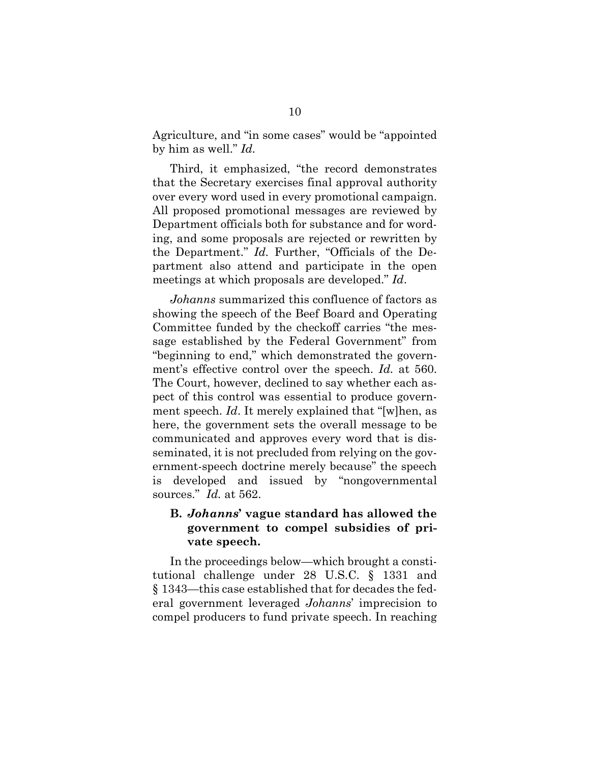Agriculture, and "in some cases" would be "appointed by him as well." *Id.*

Third, it emphasized, "the record demonstrates that the Secretary exercises final approval authority over every word used in every promotional campaign. All proposed promotional messages are reviewed by Department officials both for substance and for wording, and some proposals are rejected or rewritten by the Department." *Id.* Further, "Officials of the Department also attend and participate in the open meetings at which proposals are developed." *Id*.

*Johanns* summarized this confluence of factors as showing the speech of the Beef Board and Operating Committee funded by the checkoff carries "the message established by the Federal Government" from "beginning to end," which demonstrated the government's effective control over the speech. *Id.* at 560. The Court, however, declined to say whether each aspect of this control was essential to produce government speech. *Id*. It merely explained that "[w]hen, as here, the government sets the overall message to be communicated and approves every word that is disseminated, it is not precluded from relying on the government-speech doctrine merely because" the speech is developed and issued by "nongovernmental sources." *Id.* at 562.

### B. *Johanns*' vague standard has allowed the government to compel subsidies of private speech.

In the proceedings below—which brought a constitutional challenge under 28 U.S.C. § 1331 and § 1343—this case established that for decades the federal government leveraged *Johanns*' imprecision to compel producers to fund private speech. In reaching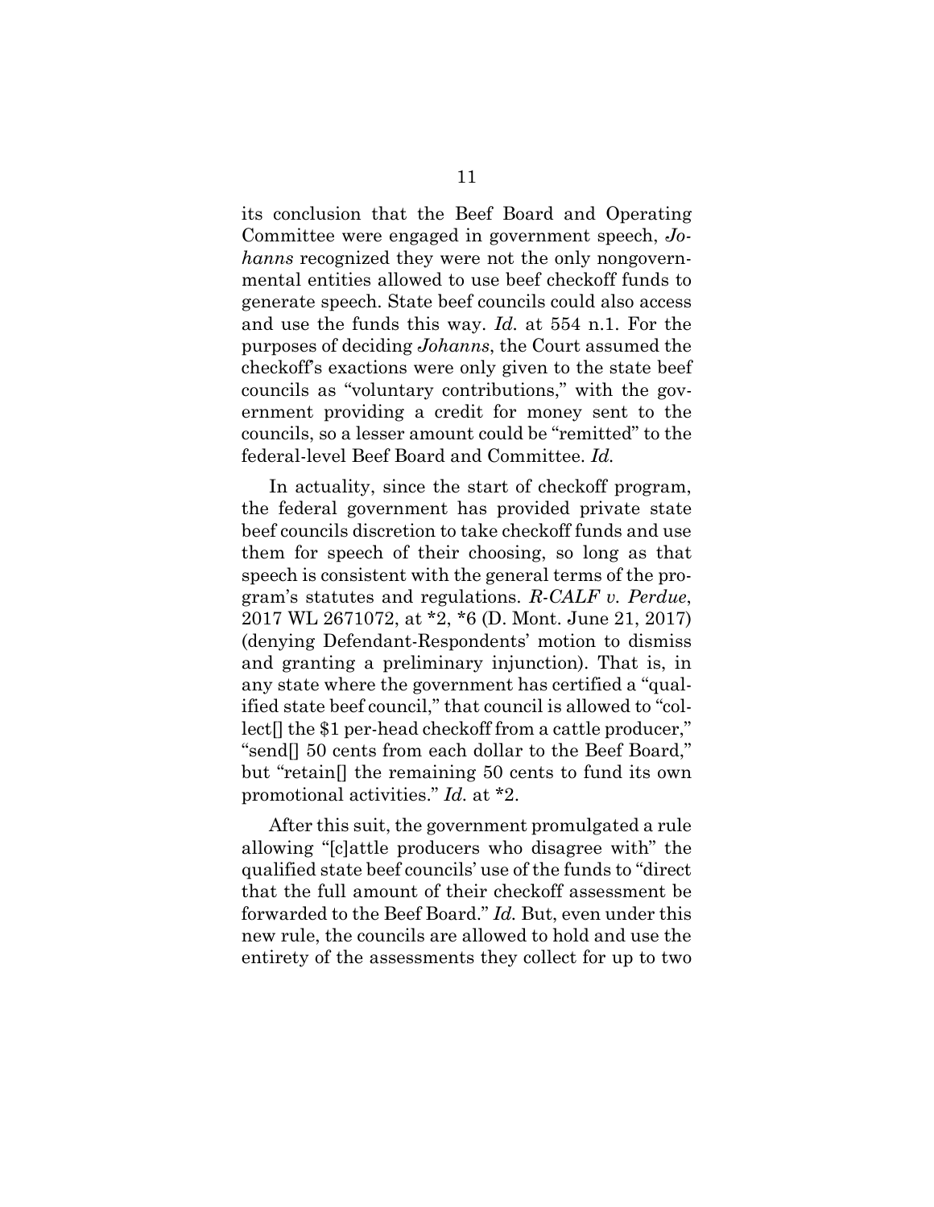its conclusion that the Beef Board and Operating Committee were engaged in government speech, *Johanns* recognized they were not the only nongovernmental entities allowed to use beef checkoff funds to generate speech. State beef councils could also access and use the funds this way. *Id.* at 554 n.1. For the purposes of deciding *Johanns*, the Court assumed the checkoff's exactions were only given to the state beef councils as "voluntary contributions," with the government providing a credit for money sent to the councils, so a lesser amount could be "remitted" to the federal-level Beef Board and Committee. *Id.*

In actuality, since the start of checkoff program, the federal government has provided private state beef councils discretion to take checkoff funds and use them for speech of their choosing, so long as that speech is consistent with the general terms of the program's statutes and regulations. *R-CALF v. Perdue*, 2017 WL 2671072, at *2, *6 (D. Mont. June 21, 2017) (denying Defendant-Respondents' motion to dismiss and granting a preliminary injunction). That is, in any state where the government has certified a "qualified state beef council," that council is allowed to "collect[] the $1 per-head checkoff from a cattle producer," "send[] 50 cents from each dollar to the Beef Board," but "retain[] the remaining 50 cents to fund its own promotional activities." *Id.* at *2.

After this suit, the government promulgated a rule allowing "[c]attle producers who disagree with" the qualified state beef councils' use of the funds to "direct that the full amount of their checkoff assessment be forwarded to the Beef Board." *Id.* But, even under this new rule, the councils are allowed to hold and use the entirety of the assessments they collect for up to two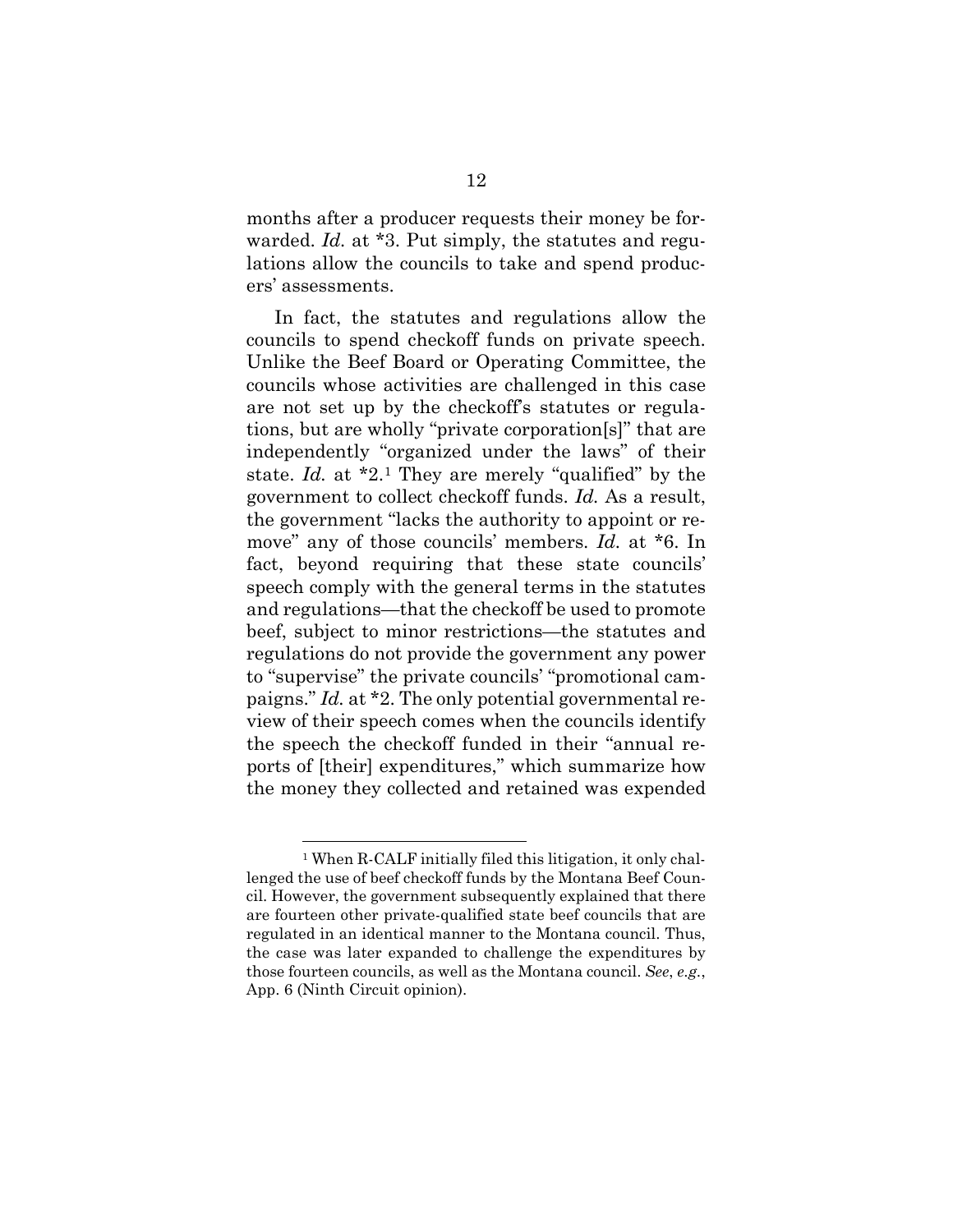months after a producer requests their money be forwarded. *Id.* at *3. Put simply, the statutes and regulations allow the councils to take and spend producers' assessments.

In fact, the statutes and regulations allow the councils to spend checkoff funds on private speech. Unlike the Beef Board or Operating Committee, the councils whose activities are challenged in this case are not set up by the checkoff's statutes or regulations, but are wholly "private corporation[s]" that are independently "organized under the laws" of their state. *Id.* at *2.[1] They are merely "qualified" by the government to collect checkoff funds. *Id.* As a result, the government "lacks the authority to appoint or remove" any of those councils' members. *Id.* at *6. In fact, beyond requiring that these state councils' speech comply with the general terms in the statutes and regulations—that the checkoff be used to promote beef, subject to minor restrictions—the statutes and regulations do not provide the government any power to "supervise" the private councils' "promotional campaigns." *Id.* at *2. The only potential governmental review of their speech comes when the councils identify the speech the checkoff funded in their "annual reports of [their] expenditures," which summarize how the money they collected and retained was expended

---

[1] When R-CALF initially filed this litigation, it only challenged the use of beef checkoff funds by the Montana Beef Council. However, the government subsequently explained that there are fourteen other private-qualified state beef councils that are regulated in an identical manner to the Montana council. Thus, the case was later expanded to challenge the expenditures by those fourteen councils, as well as the Montana council. *See*, *e.g.*, App. 6 (Ninth Circuit opinion).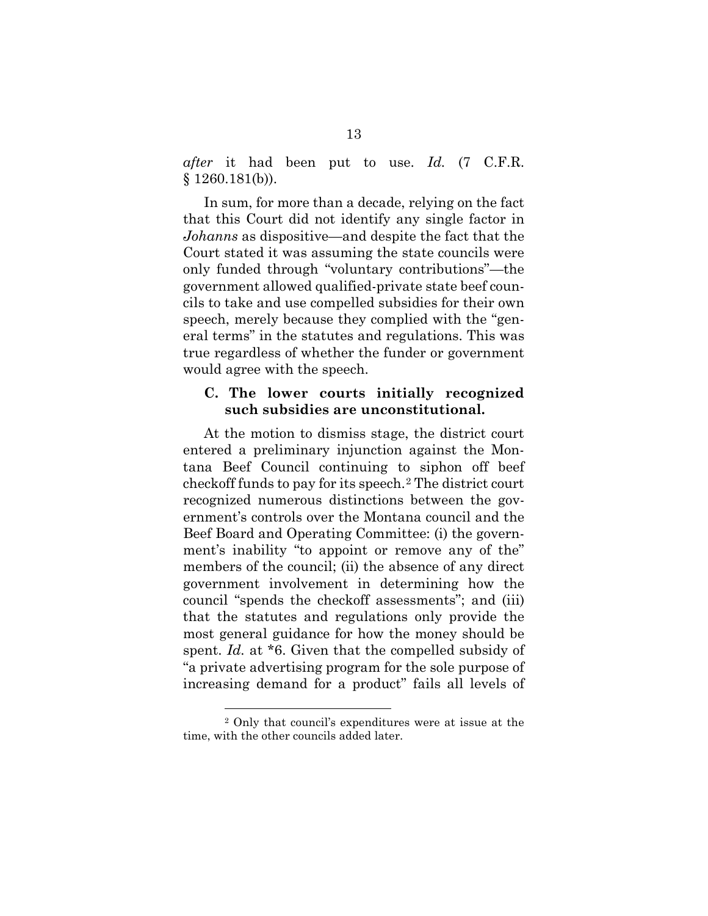*after* it had been put to use. *Id.* (7 C.F.R. § 1260.181(b)).

In sum, for more than a decade, relying on the fact that this Court did not identify any single factor in *Johanns* as dispositive—and despite the fact that the Court stated it was assuming the state councils were only funded through "voluntary contributions"—the government allowed qualified-private state beef councils to take and use compelled subsidies for their own speech, merely because they complied with the "general terms" in the statutes and regulations. This was true regardless of whether the funder or government would agree with the speech.

### C. The lower courts initially recognized such subsidies are unconstitutional.

At the motion to dismiss stage, the district court entered a preliminary injunction against the Montana Beef Council continuing to siphon off beef checkoff funds to pay for its speech.[2] The district court recognized numerous distinctions between the government's controls over the Montana council and the Beef Board and Operating Committee: (i) the government's inability "to appoint or remove any of the" members of the council; (ii) the absence of any direct government involvement in determining how the council "spends the checkoff assessments"; and (iii) that the statutes and regulations only provide the most general guidance for how the money should be spent. *Id.* at *6. Given that the compelled subsidy of "a private advertising program for the sole purpose of increasing demand for a product" fails all levels of

[2] Only that council's expenditures were at issue at the time, with the other councils added later.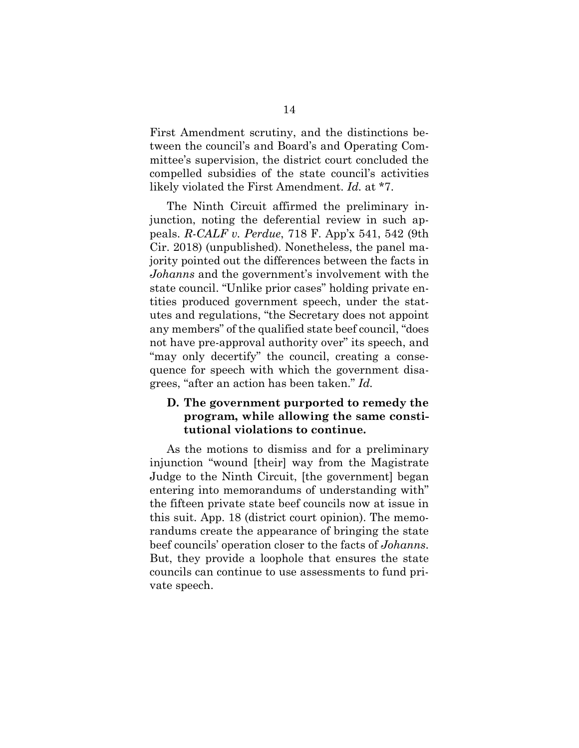First Amendment scrutiny, and the distinctions between the council's and Board's and Operating Committee's supervision, the district court concluded the compelled subsidies of the state council's activities likely violated the First Amendment. *Id.* at *7.

The Ninth Circuit affirmed the preliminary injunction, noting the deferential review in such appeals. *R-CALF v. Perdue*, 718 F. App'x 541, 542 (9th Cir. 2018) (unpublished). Nonetheless, the panel majority pointed out the differences between the facts in *Johanns* and the government's involvement with the state council. "Unlike prior cases" holding private entities produced government speech, under the statutes and regulations, "the Secretary does not appoint any members" of the qualified state beef council, "does not have pre-approval authority over" its speech, and "may only decertify" the council, creating a consequence for speech with which the government disagrees, "after an action has been taken." *Id.*

### D. The government purported to remedy the program, while allowing the same constitutional violations to continue.

As the motions to dismiss and for a preliminary injunction "wound [their] way from the Magistrate Judge to the Ninth Circuit, [the government] began entering into memorandums of understanding with" the fifteen private state beef councils now at issue in this suit. App. 18 (district court opinion). The memorandums create the appearance of bringing the state beef councils' operation closer to the facts of *Johanns*. But, they provide a loophole that ensures the state councils can continue to use assessments to fund private speech.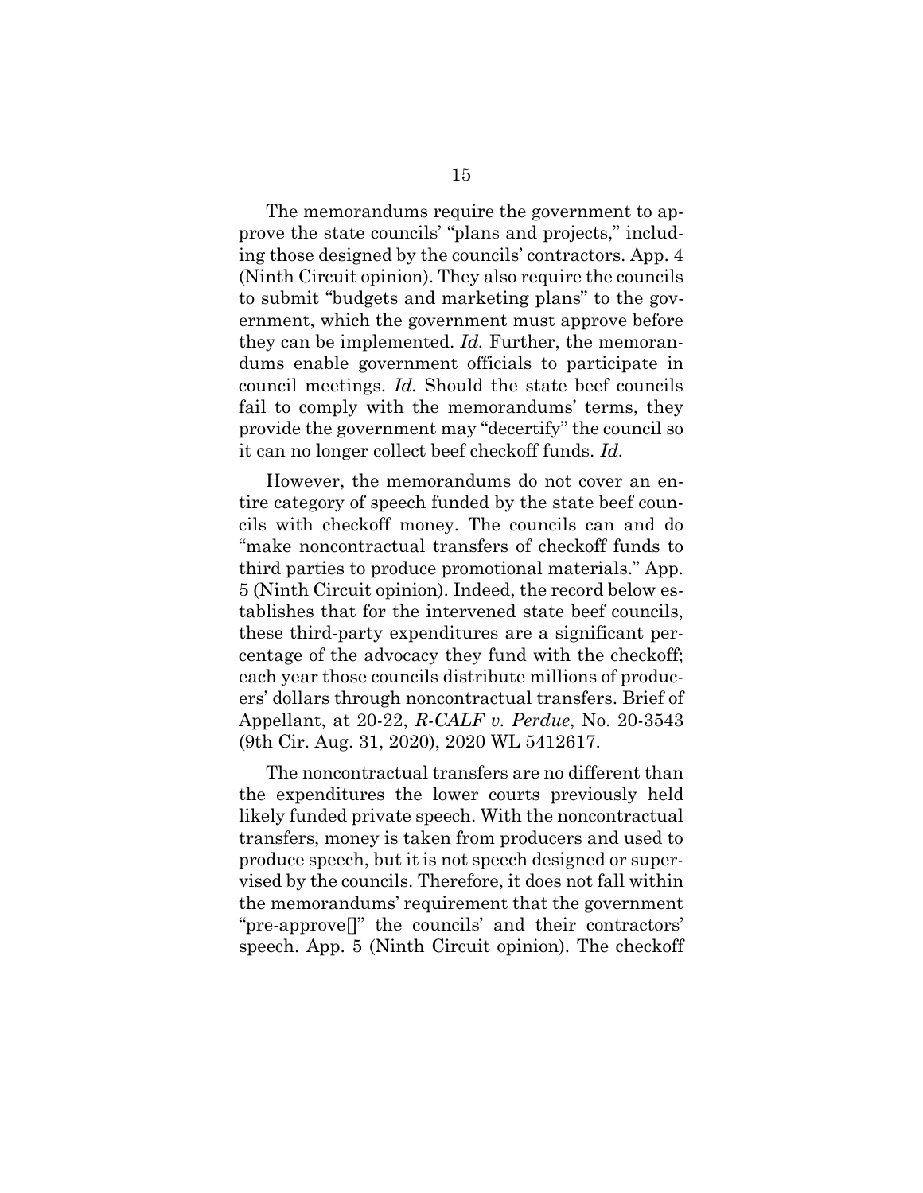The memorandums require the government to approve the state councils' "plans and projects," including those designed by the councils' contractors. App. 4 (Ninth Circuit opinion). They also require the councils to submit "budgets and marketing plans" to the government, which the government must approve before they can be implemented. *Id.* Further, the memorandums enable government officials to participate in council meetings. *Id.* Should the state beef councils fail to comply with the memorandums' terms, they provide the government may "decertify" the council so it can no longer collect beef checkoff funds. *Id.*

However, the memorandums do not cover an entire category of speech funded by the state beef councils with checkoff money. The councils can and do "make noncontractual transfers of checkoff funds to third parties to produce promotional materials." App. 5 (Ninth Circuit opinion). Indeed, the record below establishes that for the intervened state beef councils, these third-party expenditures are a significant percentage of the advocacy they fund with the checkoff; each year those councils distribute millions of producers' dollars through noncontractual transfers. Brief of Appellant, at 20-22, *R-CALF v. Perdue*, No. 20-3543 (9th Cir. Aug. 31, 2020), 2020 WL 5412617.

The noncontractual transfers are no different than the expenditures the lower courts previously held likely funded private speech. With the noncontractual transfers, money is taken from producers and used to produce speech, but it is not speech designed or supervised by the councils. Therefore, it does not fall within the memorandums' requirement that the government "pre-approve[]" the councils' and their contractors' speech. App. 5 (Ninth Circuit opinion). The checkoff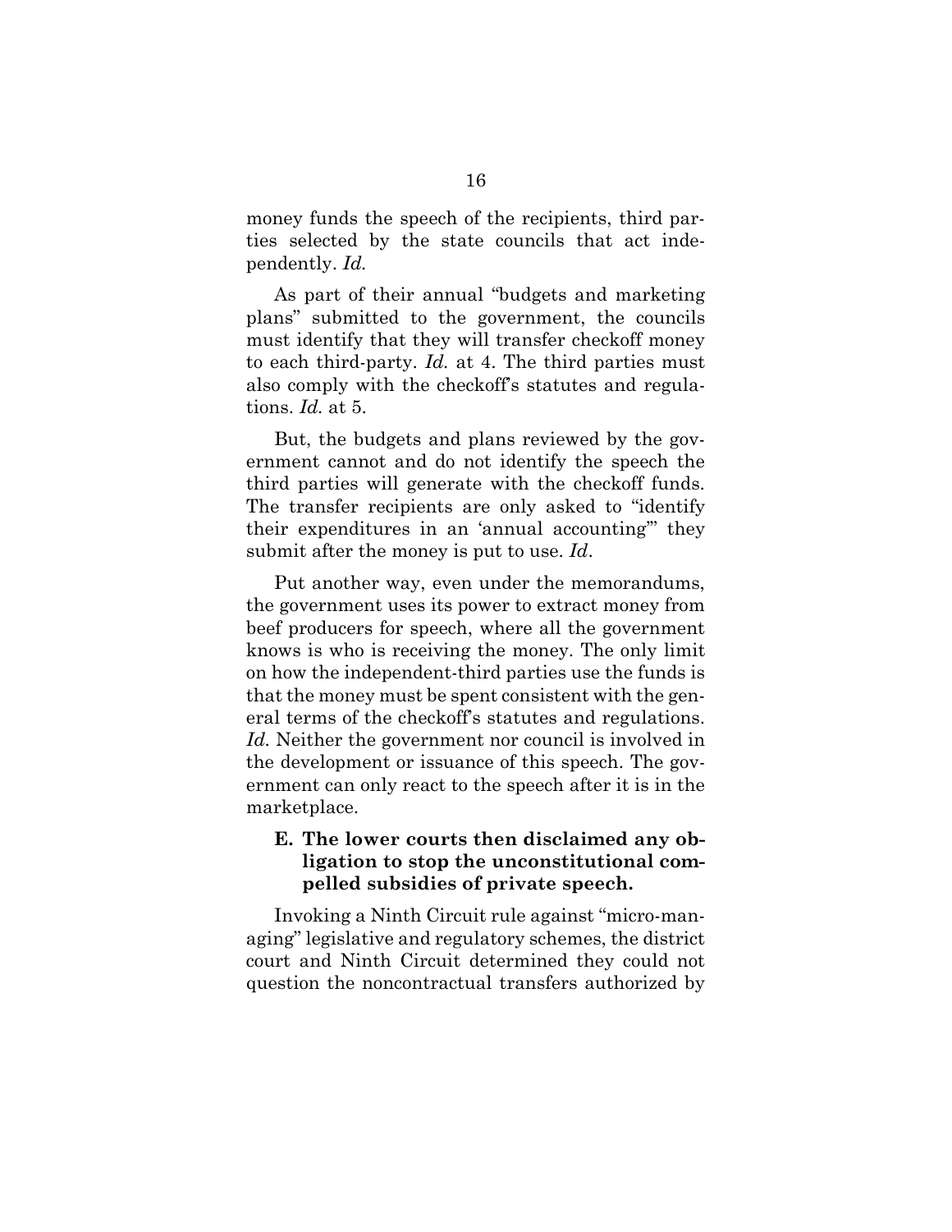money funds the speech of the recipients, third parties selected by the state councils that act independently. *Id.*

As part of their annual "budgets and marketing plans" submitted to the government, the councils must identify that they will transfer checkoff money to each third-party. *Id.* at 4. The third parties must also comply with the checkoff's statutes and regulations. *Id.* at 5.

But, the budgets and plans reviewed by the government cannot and do not identify the speech the third parties will generate with the checkoff funds. The transfer recipients are only asked to "identify their expenditures in an 'annual accounting'" they submit after the money is put to use. *Id*.

Put another way, even under the memorandums, the government uses its power to extract money from beef producers for speech, where all the government knows is who is receiving the money. The only limit on how the independent-third parties use the funds is that the money must be spent consistent with the general terms of the checkoff's statutes and regulations. *Id.* Neither the government nor council is involved in the development or issuance of this speech. The government can only react to the speech after it is in the marketplace.

### E. The lower courts then disclaimed any obligation to stop the unconstitutional compelled subsidies of private speech.

Invoking a Ninth Circuit rule against "micro-managing" legislative and regulatory schemes, the district court and Ninth Circuit determined they could not question the noncontractual transfers authorized by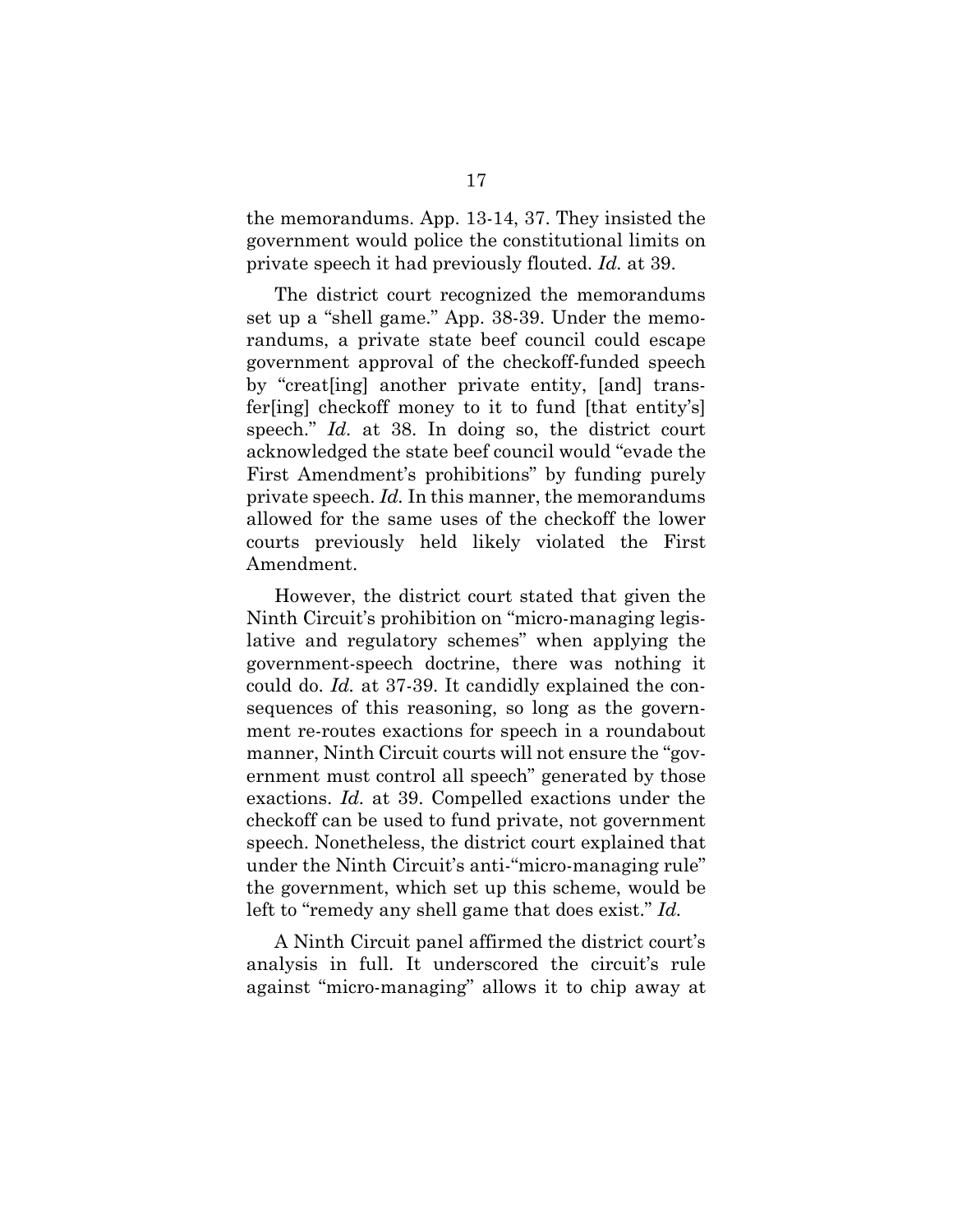the memorandums. App. 13-14, 37. They insisted the government would police the constitutional limits on private speech it had previously flouted. *Id.* at 39.

The district court recognized the memorandums set up a "shell game." App. 38-39. Under the memorandums, a private state beef council could escape government approval of the checkoff-funded speech by "creat[ing] another private entity, [and] transfer[ing] checkoff money to it to fund [that entity's] speech." *Id.* at 38. In doing so, the district court acknowledged the state beef council would "evade the First Amendment's prohibitions" by funding purely private speech. *Id.* In this manner, the memorandums allowed for the same uses of the checkoff the lower courts previously held likely violated the First Amendment.

However, the district court stated that given the Ninth Circuit's prohibition on "micro-managing legislative and regulatory schemes" when applying the government-speech doctrine, there was nothing it could do. *Id.* at 37-39. It candidly explained the consequences of this reasoning, so long as the government re-routes exactions for speech in a roundabout manner, Ninth Circuit courts will not ensure the "government must control all speech" generated by those exactions. *Id.* at 39. Compelled exactions under the checkoff can be used to fund private, not government speech. Nonetheless, the district court explained that under the Ninth Circuit's anti-"micro-managing rule" the government, which set up this scheme, would be left to "remedy any shell game that does exist." *Id.*

A Ninth Circuit panel affirmed the district court's analysis in full. It underscored the circuit's rule against "micro-managing" allows it to chip away at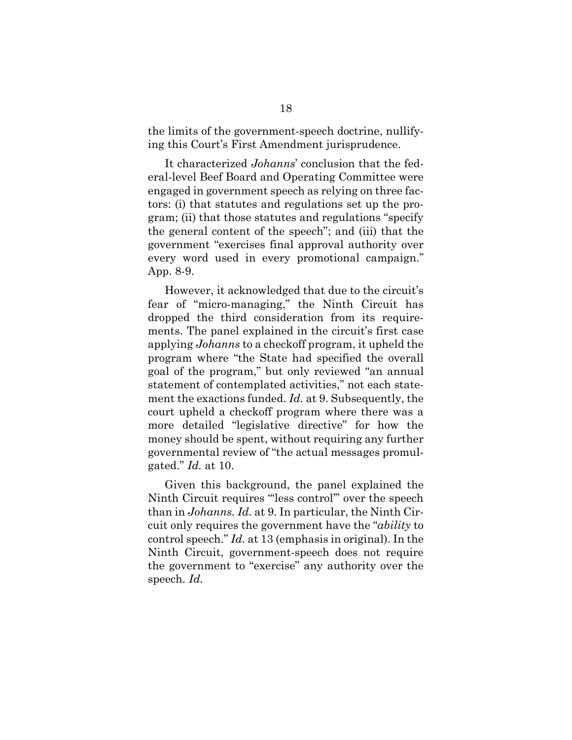the limits of the government-speech doctrine, nullifying this Court's First Amendment jurisprudence.

It characterized *Johanns*' conclusion that the federal-level Beef Board and Operating Committee were engaged in government speech as relying on three factors: (i) that statutes and regulations set up the program; (ii) that those statutes and regulations "specify the general content of the speech"; and (iii) that the government "exercises final approval authority over every word used in every promotional campaign." App. 8-9.

However, it acknowledged that due to the circuit's fear of "micro-managing," the Ninth Circuit has dropped the third consideration from its requirements. The panel explained in the circuit's first case applying *Johanns* to a checkoff program, it upheld the program where "the State had specified the overall goal of the program," but only reviewed "an annual statement of contemplated activities," not each statement the exactions funded. *Id.* at 9. Subsequently, the court upheld a checkoff program where there was a more detailed "legislative directive" for how the money should be spent, without requiring any further governmental review of "the actual messages promulgated." *Id.* at 10.

Given this background, the panel explained the Ninth Circuit requires "'less control'" over the speech than in *Johanns*. *Id.* at 9. In particular, the Ninth Circuit only requires the government have the "*ability* to control speech." *Id.* at 13 (emphasis in original). In the Ninth Circuit, government-speech does not require the government to "exercise" any authority over the speech. *Id.*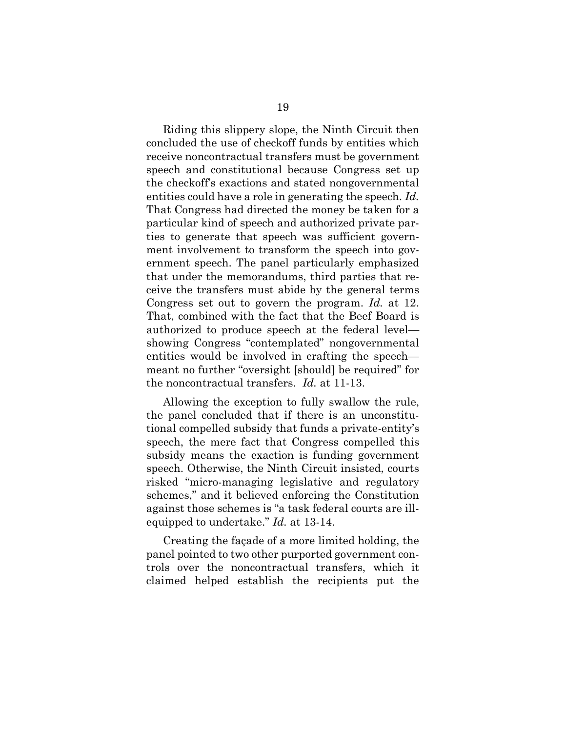Riding this slippery slope, the Ninth Circuit then concluded the use of checkoff funds by entities which receive noncontractual transfers must be government speech and constitutional because Congress set up the checkoff's exactions and stated nongovernmental entities could have a role in generating the speech. *Id.* That Congress had directed the money be taken for a particular kind of speech and authorized private parties to generate that speech was sufficient government involvement to transform the speech into government speech. The panel particularly emphasized that under the memorandums, third parties that receive the transfers must abide by the general terms Congress set out to govern the program. *Id.* at 12. That, combined with the fact that the Beef Board is authorized to produce speech at the federal level—showing Congress "contemplated" nongovernmental entities would be involved in crafting the speech—meant no further "oversight [should] be required" for the noncontractual transfers. *Id.* at 11-13.

Allowing the exception to fully swallow the rule, the panel concluded that if there is an unconstitutional compelled subsidy that funds a private-entity's speech, the mere fact that Congress compelled this subsidy means the exaction is funding government speech. Otherwise, the Ninth Circuit insisted, courts risked "micro-managing legislative and regulatory schemes," and it believed enforcing the Constitution against those schemes is "a task federal courts are ill-equipped to undertake." *Id.* at 13-14.

Creating the façade of a more limited holding, the panel pointed to two other purported government controls over the noncontractual transfers, which it claimed helped establish the recipients put the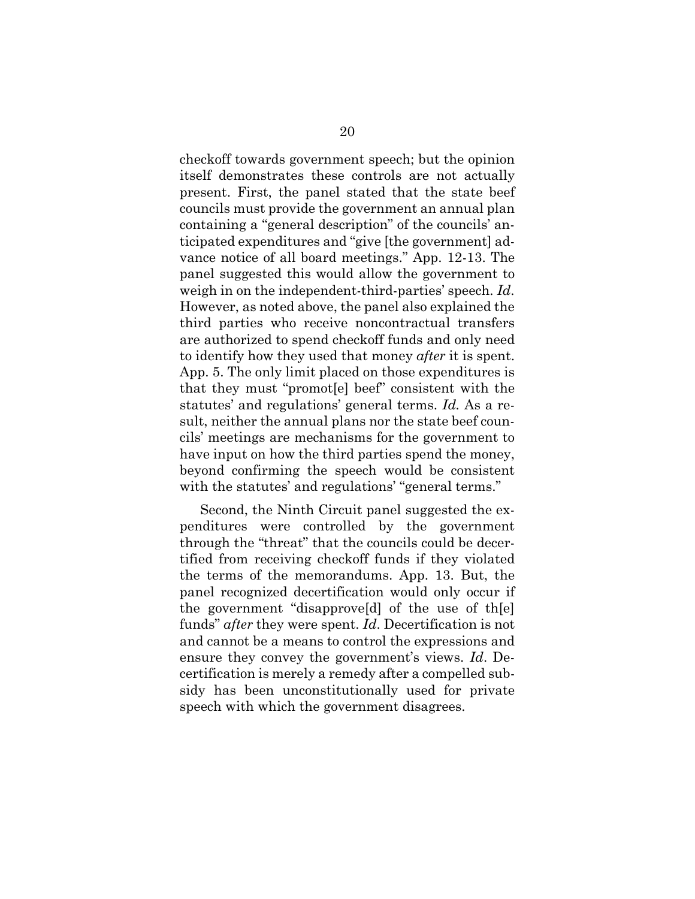checkoff towards government speech; but the opinion itself demonstrates these controls are not actually present. First, the panel stated that the state beef councils must provide the government an annual plan containing a "general description" of the councils' anticipated expenditures and "give [the government] advance notice of all board meetings." App. 12-13. The panel suggested this would allow the government to weigh in on the independent-third-parties' speech. *Id*. However, as noted above, the panel also explained the third parties who receive noncontractual transfers are authorized to spend checkoff funds and only need to identify how they used that money *after* it is spent. App. 5. The only limit placed on those expenditures is that they must "promot[e] beef" consistent with the statutes' and regulations' general terms. *Id.* As a result, neither the annual plans nor the state beef councils' meetings are mechanisms for the government to have input on how the third parties spend the money, beyond confirming the speech would be consistent with the statutes' and regulations' "general terms."

Second, the Ninth Circuit panel suggested the expenditures were controlled by the government through the "threat" that the councils could be decertified from receiving checkoff funds if they violated the terms of the memorandums. App. 13. But, the panel recognized decertification would only occur if the government "disapprove[d] of the use of th[e] funds" *after* they were spent. *Id*. Decertification is not and cannot be a means to control the expressions and ensure they convey the government's views. *Id*. Decertification is merely a remedy after a compelled subsidy has been unconstitutionally used for private speech with which the government disagrees.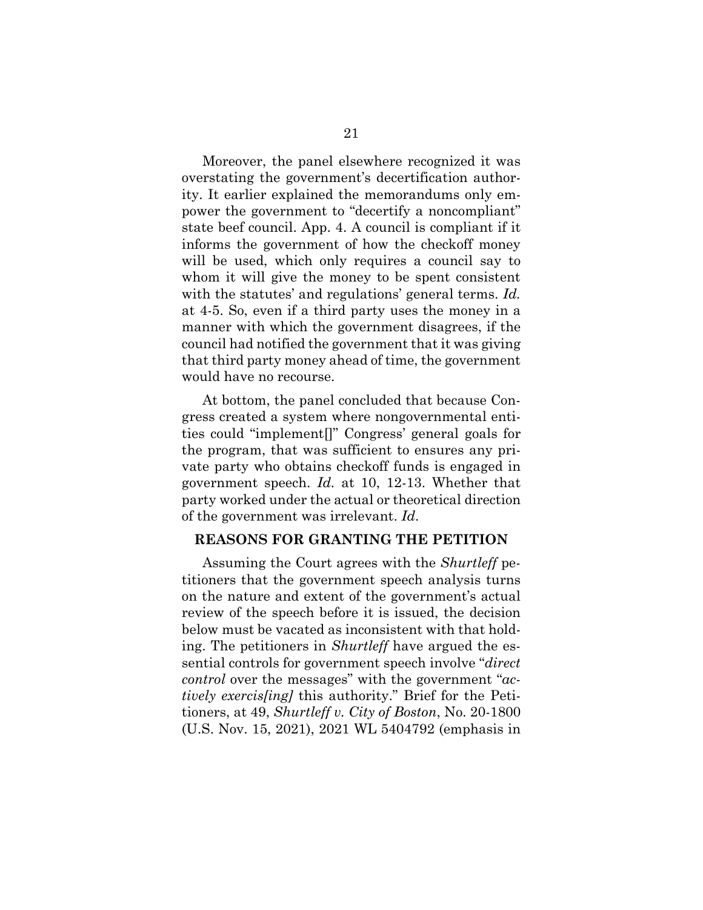Moreover, the panel elsewhere recognized it was overstating the government's decertification authority. It earlier explained the memorandums only empower the government to "decertify a noncompliant" state beef council. App. 4. A council is compliant if it informs the government of how the checkoff money will be used, which only requires a council say to whom it will give the money to be spent consistent with the statutes' and regulations' general terms. *Id.* at 4-5. So, even if a third party uses the money in a manner with which the government disagrees, if the council had notified the government that it was giving that third party money ahead of time, the government would have no recourse.

At bottom, the panel concluded that because Congress created a system where nongovernmental entities could "implement[]" Congress' general goals for the program, that was sufficient to ensures any private party who obtains checkoff funds is engaged in government speech. *Id.* at 10, 12-13. Whether that party worked under the actual or theoretical direction of the government was irrelevant. *Id*.

## REASONS FOR GRANTING THE PETITION

Assuming the Court agrees with the *Shurtleff* petitioners that the government speech analysis turns on the nature and extent of the government's actual review of the speech before it is issued, the decision below must be vacated as inconsistent with that holding. The petitioners in *Shurtleff* have argued the essential controls for government speech involve "*direct control* over the messages" with the government "*actively exercis[ing]* this authority." Brief for the Petitioners, at 49, *Shurtleff v. City of Boston*, No. 20-1800 (U.S. Nov. 15, 2021), 2021 WL 5404792 (emphasis in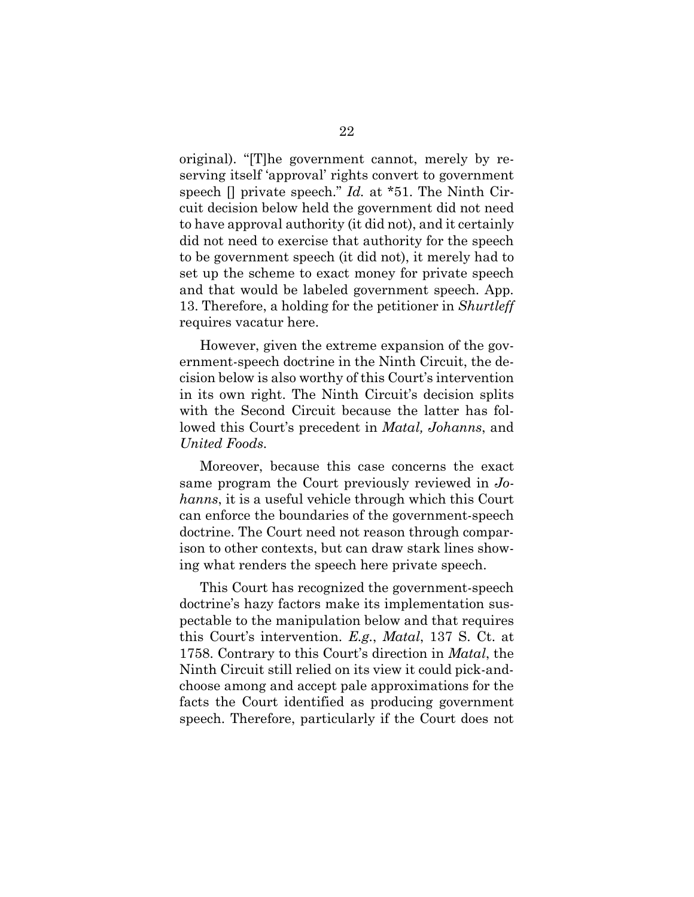original). "[T]he government cannot, merely by reserving itself 'approval' rights convert to government speech [] private speech." *Id.* at *51. The Ninth Circuit decision below held the government did not need to have approval authority (it did not), and it certainly did not need to exercise that authority for the speech to be government speech (it did not), it merely had to set up the scheme to exact money for private speech and that would be labeled government speech. App. 13. Therefore, a holding for the petitioner in *Shurtleff* requires vacatur here.

However, given the extreme expansion of the government-speech doctrine in the Ninth Circuit, the decision below is also worthy of this Court's intervention in its own right. The Ninth Circuit's decision splits with the Second Circuit because the latter has followed this Court's precedent in *Matal, Johanns*, and *United Foods*.

Moreover, because this case concerns the exact same program the Court previously reviewed in *Johanns*, it is a useful vehicle through which this Court can enforce the boundaries of the government-speech doctrine. The Court need not reason through comparison to other contexts, but can draw stark lines showing what renders the speech here private speech.

This Court has recognized the government-speech doctrine's hazy factors make its implementation suspectable to the manipulation below and that requires this Court's intervention. *E.g.*, *Matal*, 137 S. Ct. at 1758. Contrary to this Court's direction in *Matal*, the Ninth Circuit still relied on its view it could pick-and-choose among and accept pale approximations for the facts the Court identified as producing government speech. Therefore, particularly if the Court does not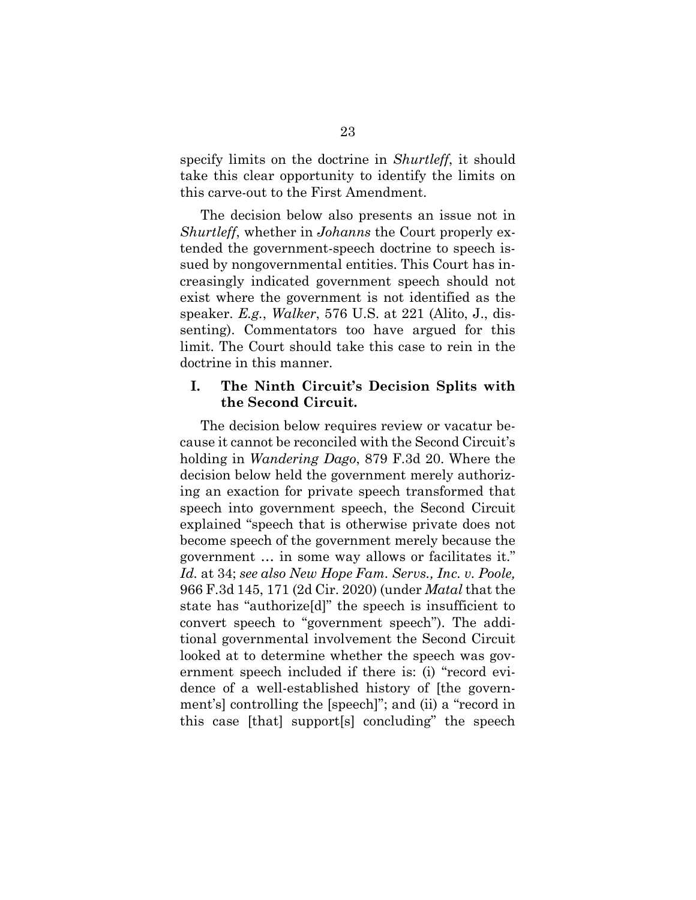specify limits on the doctrine in *Shurtleff*, it should take this clear opportunity to identify the limits on this carve-out to the First Amendment.

The decision below also presents an issue not in *Shurtleff*, whether in *Johanns* the Court properly extended the government-speech doctrine to speech issued by nongovernmental entities. This Court has increasingly indicated government speech should not exist where the government is not identified as the speaker. *E.g.*, *Walker*, 576 U.S. at 221 (Alito, J., dissenting). Commentators too have argued for this limit. The Court should take this case to rein in the doctrine in this manner.

## I. The Ninth Circuit's Decision Splits with the Second Circuit.

The decision below requires review or vacatur because it cannot be reconciled with the Second Circuit's holding in *Wandering Dago*, 879 F.3d 20. Where the decision below held the government merely authorizing an exaction for private speech transformed that speech into government speech, the Second Circuit explained "speech that is otherwise private does not become speech of the government merely because the government … in some way allows or facilitates it." *Id.* at 34; *see also New Hope Fam. Servs., Inc. v. Poole,* 966 F.3d 145, 171 (2d Cir. 2020) (under *Matal* that the state has "authorize[d]" the speech is insufficient to convert speech to "government speech"). The additional governmental involvement the Second Circuit looked at to determine whether the speech was government speech included if there is: (i) "record evidence of a well-established history of [the government's] controlling the [speech]"; and (ii) a "record in this case [that] support[s] concluding" the speech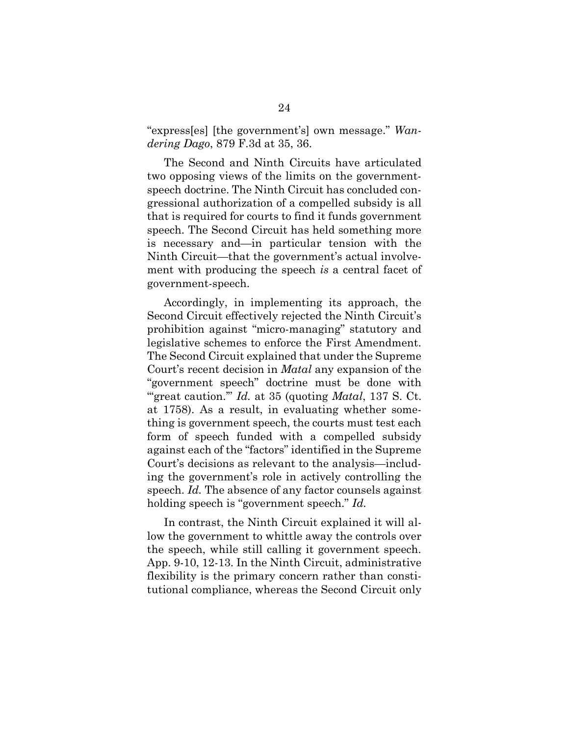"express[es] [the government's] own message." *Wandering Dago*, 879 F.3d at 35, 36.

The Second and Ninth Circuits have articulated two opposing views of the limits on the government-speech doctrine. The Ninth Circuit has concluded congressional authorization of a compelled subsidy is all that is required for courts to find it funds government speech. The Second Circuit has held something more is necessary and—in particular tension with the Ninth Circuit—that the government's actual involvement with producing the speech *is* a central facet of government-speech.

Accordingly, in implementing its approach, the Second Circuit effectively rejected the Ninth Circuit's prohibition against "micro-managing" statutory and legislative schemes to enforce the First Amendment. The Second Circuit explained that under the Supreme Court's recent decision in *Matal* any expansion of the "government speech" doctrine must be done with "'great caution.'" *Id.* at 35 (quoting *Matal*, 137 S. Ct. at 1758). As a result, in evaluating whether something is government speech, the courts must test each form of speech funded with a compelled subsidy against each of the "factors" identified in the Supreme Court's decisions as relevant to the analysis—including the government's role in actively controlling the speech. *Id.* The absence of any factor counsels against holding speech is "government speech." *Id.*

In contrast, the Ninth Circuit explained it will allow the government to whittle away the controls over the speech, while still calling it government speech. App. 9-10, 12-13. In the Ninth Circuit, administrative flexibility is the primary concern rather than constitutional compliance, whereas the Second Circuit only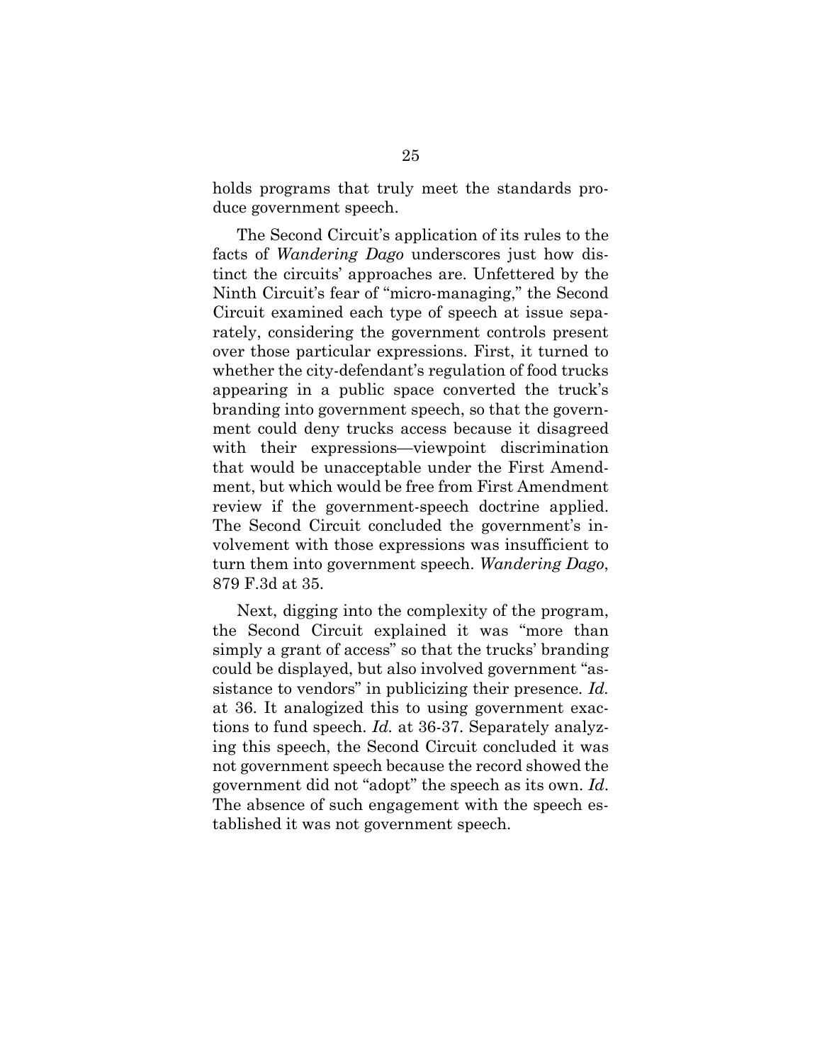holds programs that truly meet the standards produce government speech.

The Second Circuit's application of its rules to the facts of *Wandering Dago* underscores just how distinct the circuits' approaches are. Unfettered by the Ninth Circuit's fear of "micro-managing," the Second Circuit examined each type of speech at issue separately, considering the government controls present over those particular expressions. First, it turned to whether the city-defendant's regulation of food trucks appearing in a public space converted the truck's branding into government speech, so that the government could deny trucks access because it disagreed with their expressions—viewpoint discrimination that would be unacceptable under the First Amendment, but which would be free from First Amendment review if the government-speech doctrine applied. The Second Circuit concluded the government's involvement with those expressions was insufficient to turn them into government speech. *Wandering Dago*, 879 F.3d at 35.

Next, digging into the complexity of the program, the Second Circuit explained it was "more than simply a grant of access" so that the trucks' branding could be displayed, but also involved government "assistance to vendors" in publicizing their presence. *Id.* at 36. It analogized this to using government exactions to fund speech. *Id.* at 36-37. Separately analyzing this speech, the Second Circuit concluded it was not government speech because the record showed the government did not "adopt" the speech as its own. *Id*. The absence of such engagement with the speech established it was not government speech.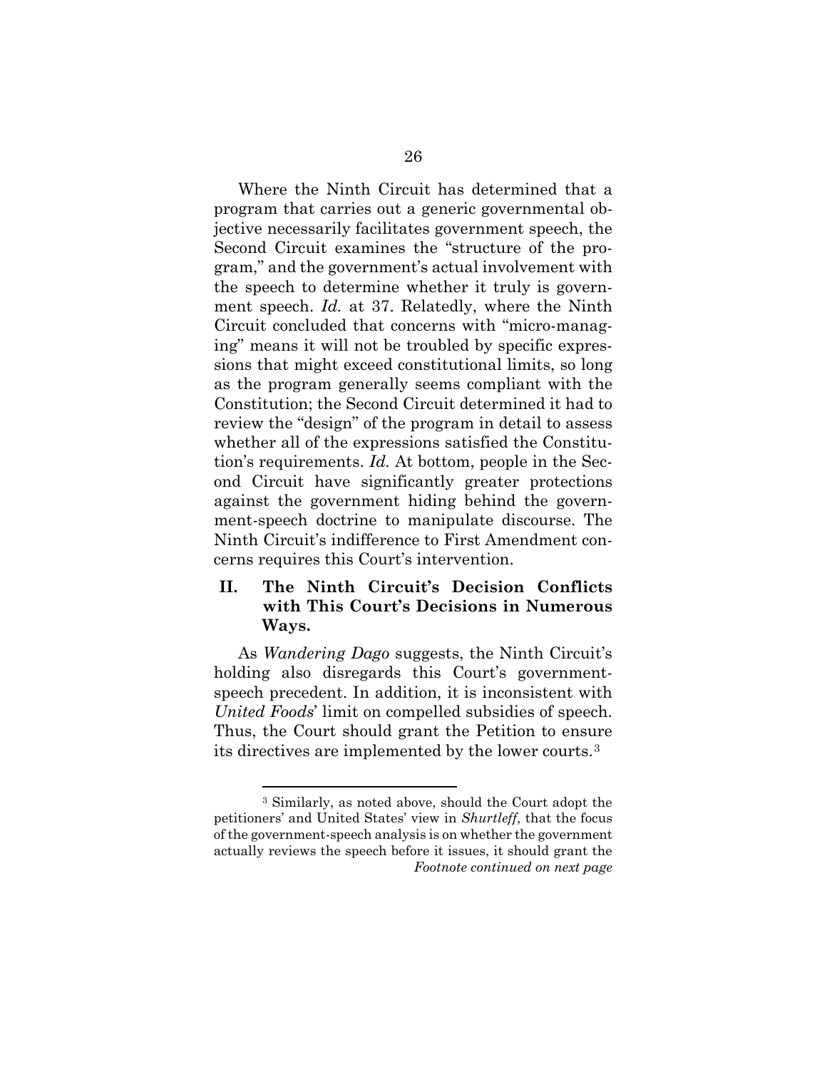Where the Ninth Circuit has determined that a program that carries out a generic governmental objective necessarily facilitates government speech, the Second Circuit examines the "structure of the program," and the government's actual involvement with the speech to determine whether it truly is government speech. *Id.* at 37. Relatedly, where the Ninth Circuit concluded that concerns with "micro-managing" means it will not be troubled by specific expressions that might exceed constitutional limits, so long as the program generally seems compliant with the Constitution; the Second Circuit determined it had to review the "design" of the program in detail to assess whether all of the expressions satisfied the Constitution's requirements. *Id.* At bottom, people in the Second Circuit have significantly greater protections against the government hiding behind the government-speech doctrine to manipulate discourse. The Ninth Circuit's indifference to First Amendment concerns requires this Court's intervention.

## II. The Ninth Circuit's Decision Conflicts with This Court's Decisions in Numerous Ways.

As *Wandering Dago* suggests, the Ninth Circuit's holding also disregards this Court's government-speech precedent. In addition, it is inconsistent with *United Foods*' limit on compelled subsidies of speech. Thus, the Court should grant the Petition to ensure its directives are implemented by the lower courts.[3]

---

[3] Similarly, as noted above, should the Court adopt the petitioners' and United States' view in *Shurtleff*, that the focus of the government-speech analysis is on whether the government actually reviews the speech before it issues, it should grant the *Footnote continued on next page*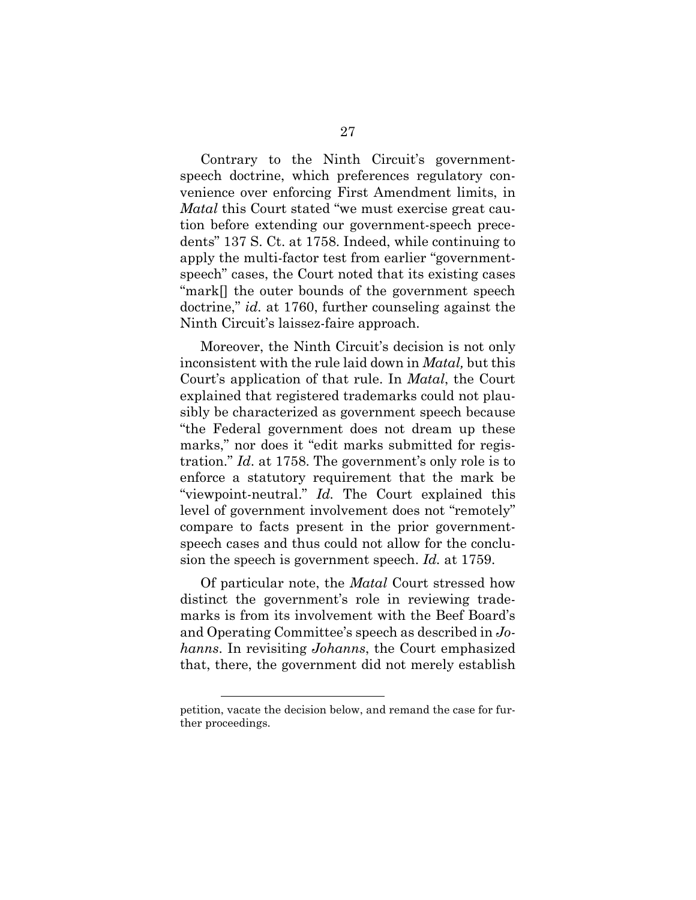Contrary to the Ninth Circuit's government-speech doctrine, which preferences regulatory convenience over enforcing First Amendment limits, in *Matal* this Court stated "we must exercise great caution before extending our government-speech precedents" 137 S. Ct. at 1758. Indeed, while continuing to apply the multi-factor test from earlier "government-speech" cases, the Court noted that its existing cases "mark[] the outer bounds of the government speech doctrine," *id.* at 1760, further counseling against the Ninth Circuit's laissez-faire approach.

Moreover, the Ninth Circuit's decision is not only inconsistent with the rule laid down in *Matal,* but this Court's application of that rule. In *Matal*, the Court explained that registered trademarks could not plausibly be characterized as government speech because "the Federal government does not dream up these marks," nor does it "edit marks submitted for registration." *Id*. at 1758. The government's only role is to enforce a statutory requirement that the mark be "viewpoint-neutral." *Id.* The Court explained this level of government involvement does not "remotely" compare to facts present in the prior government-speech cases and thus could not allow for the conclusion the speech is government speech. *Id.* at 1759.

Of particular note, the *Matal* Court stressed how distinct the government's role in reviewing trademarks is from its involvement with the Beef Board's and Operating Committee's speech as described in *Johanns*. In revisiting *Johanns*, the Court emphasized that, there, the government did not merely establish

---

petition, vacate the decision below, and remand the case for further proceedings.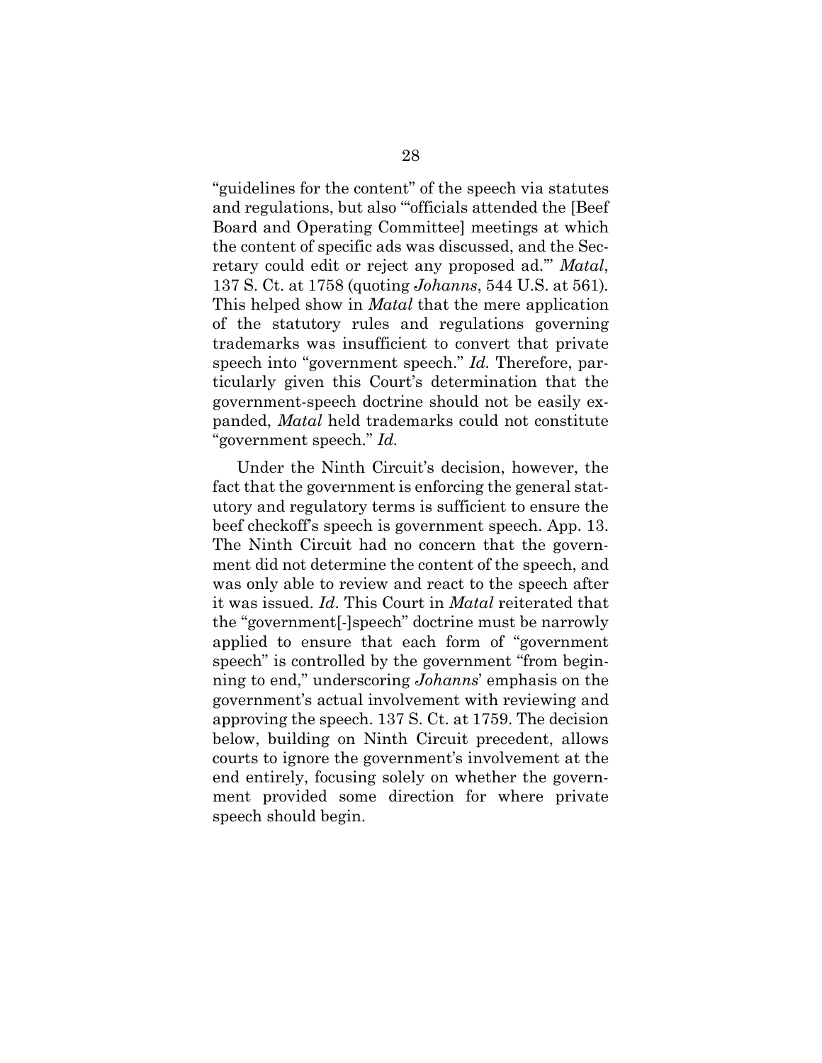"guidelines for the content" of the speech via statutes and regulations, but also "'officials attended the [Beef Board and Operating Committee] meetings at which the content of specific ads was discussed, and the Secretary could edit or reject any proposed ad.'" *Matal*, 137 S. Ct. at 1758 (quoting *Johanns*, 544 U.S. at 561). This helped show in *Matal* that the mere application of the statutory rules and regulations governing trademarks was insufficient to convert that private speech into "government speech." *Id.* Therefore, particularly given this Court's determination that the government-speech doctrine should not be easily expanded, *Matal* held trademarks could not constitute "government speech." *Id.*

Under the Ninth Circuit's decision, however, the fact that the government is enforcing the general statutory and regulatory terms is sufficient to ensure the beef checkoff's speech is government speech. App. 13. The Ninth Circuit had no concern that the government did not determine the content of the speech, and was only able to review and react to the speech after it was issued. *Id*. This Court in *Matal* reiterated that the "government[-]speech" doctrine must be narrowly applied to ensure that each form of "government speech" is controlled by the government "from beginning to end," underscoring *Johanns*' emphasis on the government's actual involvement with reviewing and approving the speech. 137 S. Ct. at 1759. The decision below, building on Ninth Circuit precedent, allows courts to ignore the government's involvement at the end entirely, focusing solely on whether the government provided some direction for where private speech should begin.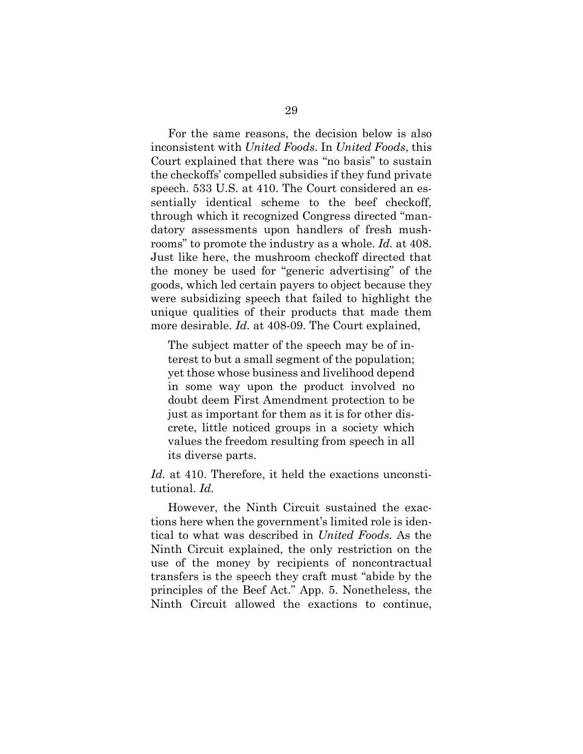For the same reasons, the decision below is also inconsistent with *United Foods*. In *United Foods*, this Court explained that there was "no basis" to sustain the checkoffs' compelled subsidies if they fund private speech. 533 U.S. at 410. The Court considered an essentially identical scheme to the beef checkoff, through which it recognized Congress directed "mandatory assessments upon handlers of fresh mushrooms" to promote the industry as a whole. *Id.* at 408. Just like here, the mushroom checkoff directed that the money be used for "generic advertising" of the goods, which led certain payers to object because they were subsidizing speech that failed to highlight the unique qualities of their products that made them more desirable. *Id.* at 408-09. The Court explained,

> The subject matter of the speech may be of interest to but a small segment of the population; yet those whose business and livelihood depend in some way upon the product involved no doubt deem First Amendment protection to be just as important for them as it is for other discrete, little noticed groups in a society which values the freedom resulting from speech in all its diverse parts.

*Id.* at 410. Therefore, it held the exactions unconstitutional. *Id.*

However, the Ninth Circuit sustained the exactions here when the government's limited role is identical to what was described in *United Foods.* As the Ninth Circuit explained, the only restriction on the use of the money by recipients of noncontractual transfers is the speech they craft must "abide by the principles of the Beef Act." App. 5. Nonetheless, the Ninth Circuit allowed the exactions to continue,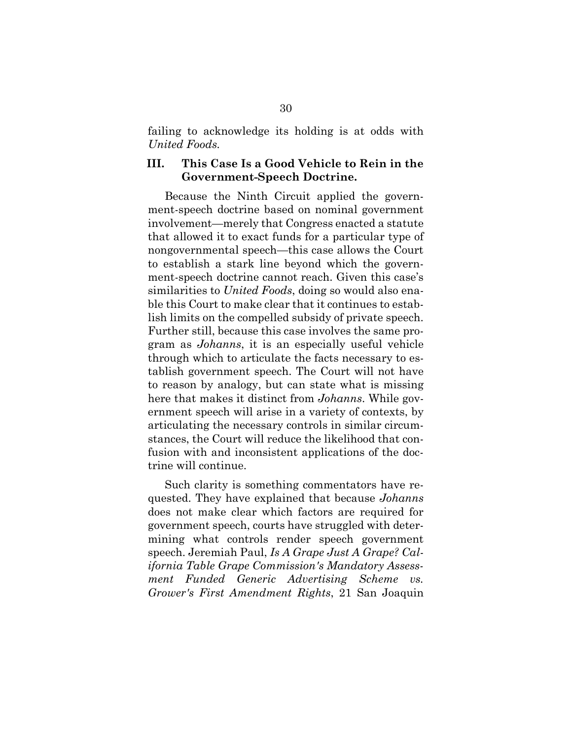failing to acknowledge its holding is at odds with *United Foods.*

### III. This Case Is a Good Vehicle to Rein in the Government-Speech Doctrine.

Because the Ninth Circuit applied the government-speech doctrine based on nominal government involvement—merely that Congress enacted a statute that allowed it to exact funds for a particular type of nongovernmental speech—this case allows the Court to establish a stark line beyond which the government-speech doctrine cannot reach. Given this case's similarities to *United Foods*, doing so would also enable this Court to make clear that it continues to establish limits on the compelled subsidy of private speech. Further still, because this case involves the same program as *Johanns*, it is an especially useful vehicle through which to articulate the facts necessary to establish government speech. The Court will not have to reason by analogy, but can state what is missing here that makes it distinct from *Johanns*. While government speech will arise in a variety of contexts, by articulating the necessary controls in similar circumstances, the Court will reduce the likelihood that confusion with and inconsistent applications of the doctrine will continue.

Such clarity is something commentators have requested. They have explained that because *Johanns* does not make clear which factors are required for government speech, courts have struggled with determining what controls render speech government speech. Jeremiah Paul, ***Is A Grape Just A Grape? California Table Grape Commission's Mandatory Assessment Funded Generic Advertising Scheme vs. Grower's First Amendment Rights***, 21 San Joaquin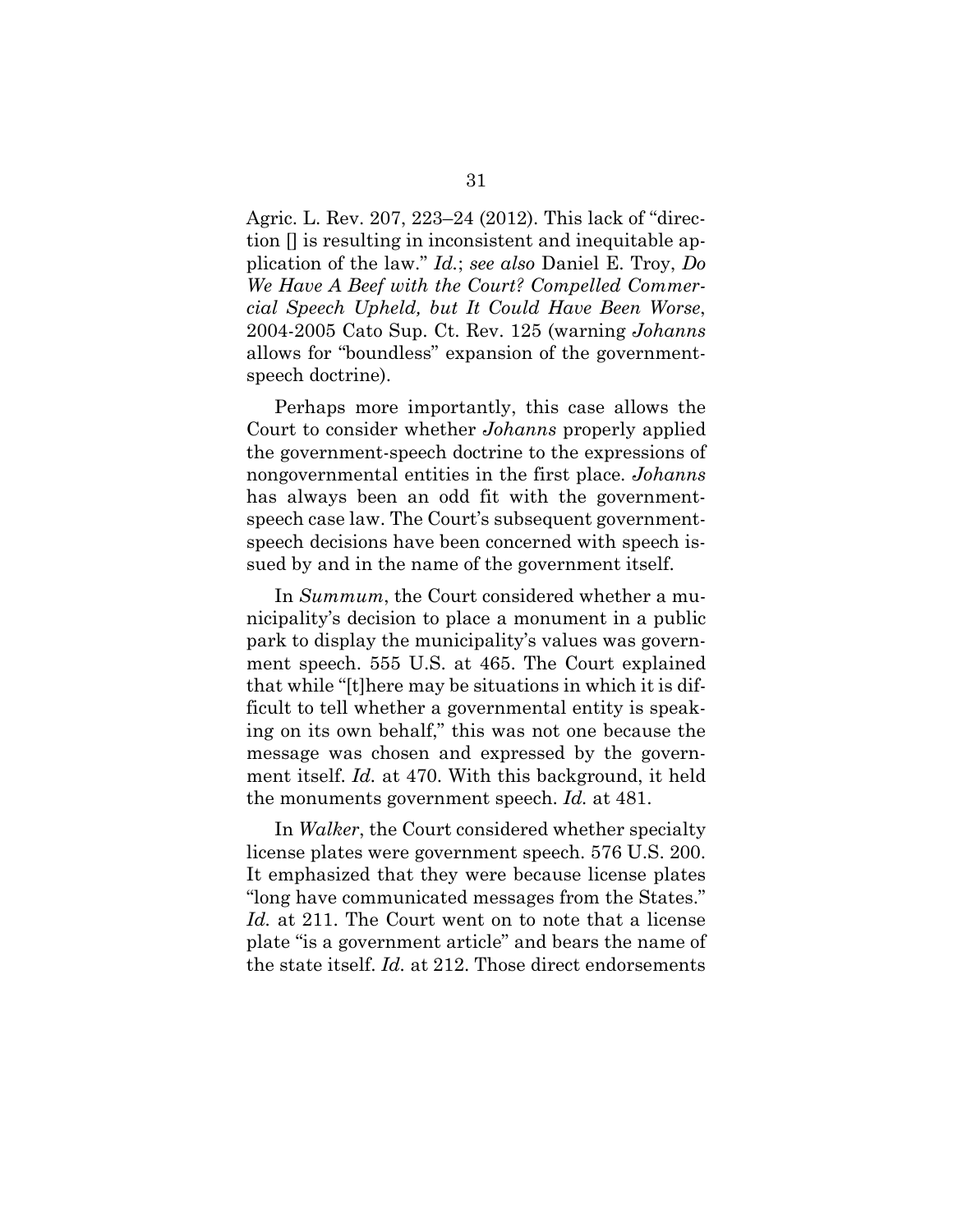Agric. L. Rev. 207, 223–24 (2012). This lack of "direction [] is resulting in inconsistent and inequitable application of the law." *Id.*; *see also* Daniel E. Troy, *Do We Have A Beef with the Court? Compelled Commercial Speech Upheld, but It Could Have Been Worse*, 2004-2005 Cato Sup. Ct. Rev. 125 (warning *Johanns* allows for "boundless" expansion of the government-speech doctrine).

Perhaps more importantly, this case allows the Court to consider whether *Johanns* properly applied the government-speech doctrine to the expressions of nongovernmental entities in the first place. *Johanns* has always been an odd fit with the government-speech case law. The Court's subsequent government-speech decisions have been concerned with speech issued by and in the name of the government itself.

In *Summum*, the Court considered whether a municipality's decision to place a monument in a public park to display the municipality's values was government speech. 555 U.S. at 465. The Court explained that while "[t]here may be situations in which it is difficult to tell whether a governmental entity is speaking on its own behalf," this was not one because the message was chosen and expressed by the government itself. *Id.* at 470. With this background, it held the monuments government speech. *Id.* at 481.

In *Walker*, the Court considered whether specialty license plates were government speech. 576 U.S. 200. It emphasized that they were because license plates "long have communicated messages from the States." *Id.* at 211. The Court went on to note that a license plate "is a government article" and bears the name of the state itself. *Id.* at 212. Those direct endorsements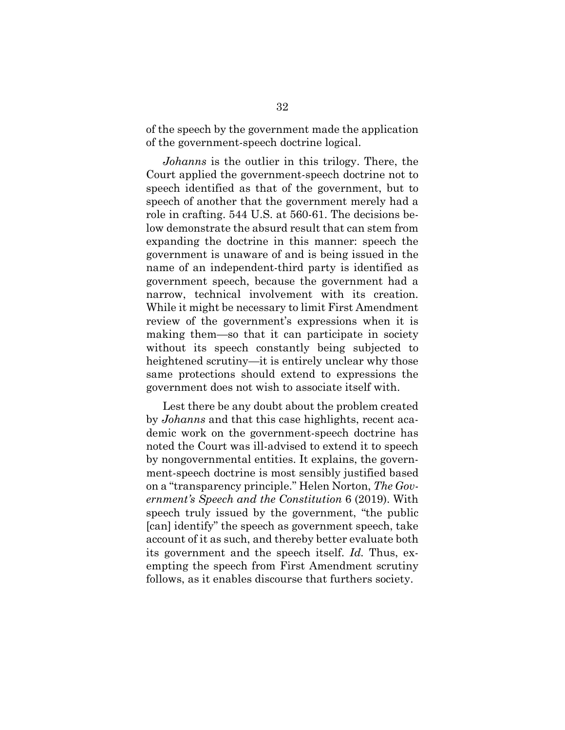of the speech by the government made the application of the government-speech doctrine logical.

*Johanns* is the outlier in this trilogy. There, the Court applied the government-speech doctrine not to speech identified as that of the government, but to speech of another that the government merely had a role in crafting. 544 U.S. at 560-61. The decisions below demonstrate the absurd result that can stem from expanding the doctrine in this manner: speech the government is unaware of and is being issued in the name of an independent-third party is identified as government speech, because the government had a narrow, technical involvement with its creation. While it might be necessary to limit First Amendment review of the government's expressions when it is making them—so that it can participate in society without its speech constantly being subjected to heightened scrutiny—it is entirely unclear why those same protections should extend to expressions the government does not wish to associate itself with.

Lest there be any doubt about the problem created by *Johanns* and that this case highlights, recent academic work on the government-speech doctrine has noted the Court was ill-advised to extend it to speech by nongovernmental entities. It explains, the government-speech doctrine is most sensibly justified based on a "transparency principle." Helen Norton, *The Government's Speech and the Constitution* 6 (2019). With speech truly issued by the government, "the public [can] identify" the speech as government speech, take account of it as such, and thereby better evaluate both its government and the speech itself. *Id.* Thus, exempting the speech from First Amendment scrutiny follows, as it enables discourse that furthers society.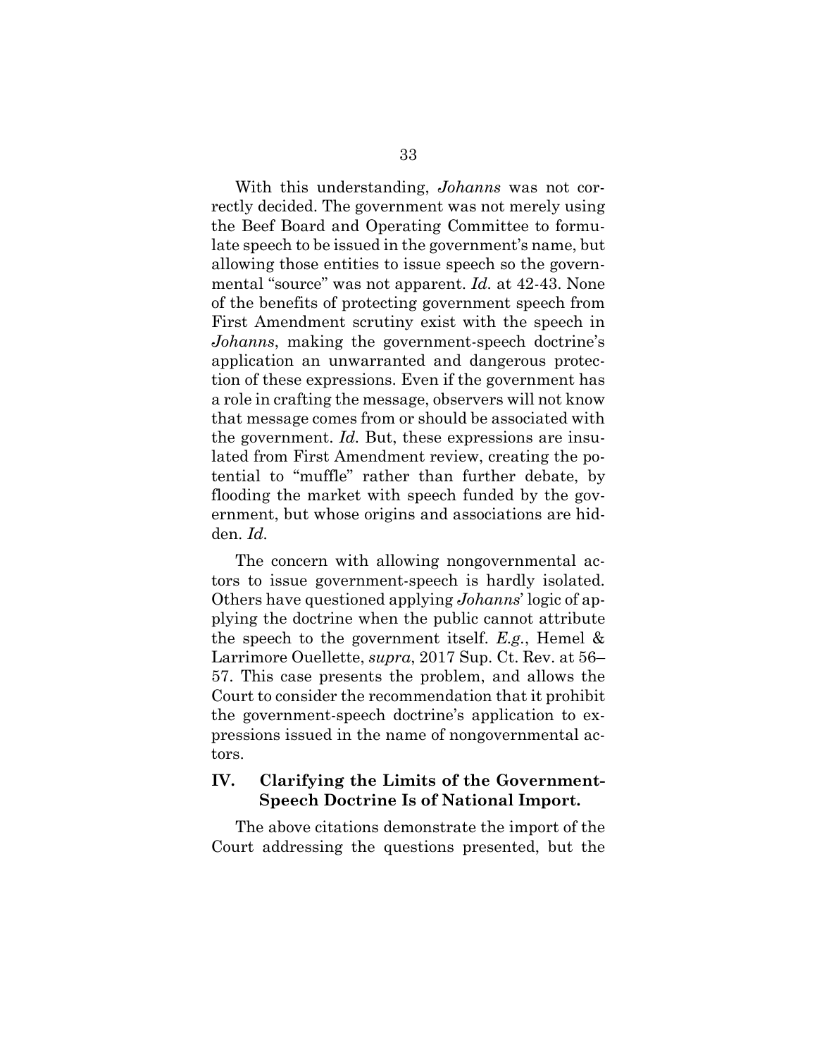With this understanding, *Johanns* was not correctly decided. The government was not merely using the Beef Board and Operating Committee to formulate speech to be issued in the government's name, but allowing those entities to issue speech so the governmental "source" was not apparent. *Id.* at 42-43. None of the benefits of protecting government speech from First Amendment scrutiny exist with the speech in *Johanns*, making the government-speech doctrine's application an unwarranted and dangerous protection of these expressions. Even if the government has a role in crafting the message, observers will not know that message comes from or should be associated with the government. *Id.* But, these expressions are insulated from First Amendment review, creating the potential to "muffle" rather than further debate, by flooding the market with speech funded by the government, but whose origins and associations are hidden. *Id.*

The concern with allowing nongovernmental actors to issue government-speech is hardly isolated. Others have questioned applying *Johanns*' logic of applying the doctrine when the public cannot attribute the speech to the government itself. *E.g.*, Hemel & Larrimore Ouellette, *supra*, 2017 Sup. Ct. Rev. at 56–57. This case presents the problem, and allows the Court to consider the recommendation that it prohibit the government-speech doctrine's application to expressions issued in the name of nongovernmental actors.

## IV. Clarifying the Limits of the Government-Speech Doctrine Is of National Import.

The above citations demonstrate the import of the Court addressing the questions presented, but the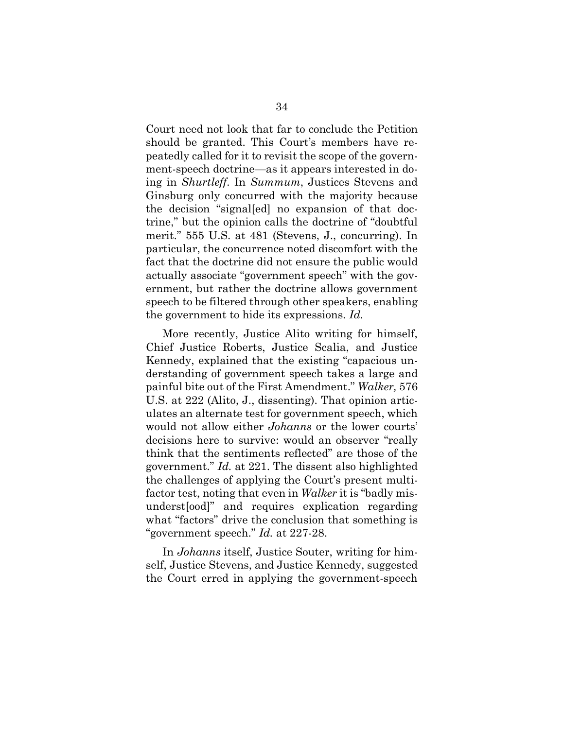Court need not look that far to conclude the Petition should be granted. This Court's members have repeatedly called for it to revisit the scope of the government-speech doctrine—as it appears interested in doing in *Shurtleff*. In *Summum*, Justices Stevens and Ginsburg only concurred with the majority because the decision "signal[ed] no expansion of that doctrine," but the opinion calls the doctrine of "doubtful merit." 555 U.S. at 481 (Stevens, J., concurring). In particular, the concurrence noted discomfort with the fact that the doctrine did not ensure the public would actually associate "government speech" with the government, but rather the doctrine allows government speech to be filtered through other speakers, enabling the government to hide its expressions. *Id.*

More recently, Justice Alito writing for himself, Chief Justice Roberts, Justice Scalia, and Justice Kennedy, explained that the existing "capacious understanding of government speech takes a large and painful bite out of the First Amendment." *Walker,* 576 U.S. at 222 (Alito, J., dissenting). That opinion articulates an alternate test for government speech, which would not allow either *Johanns* or the lower courts' decisions here to survive: would an observer "really think that the sentiments reflected" are those of the government." *Id.* at 221. The dissent also highlighted the challenges of applying the Court's present multifactor test, noting that even in *Walker* it is "badly misunderst[ood]" and requires explication regarding what "factors" drive the conclusion that something is "government speech." *Id.* at 227-28.

In *Johanns* itself, Justice Souter, writing for himself, Justice Stevens, and Justice Kennedy, suggested the Court erred in applying the government-speech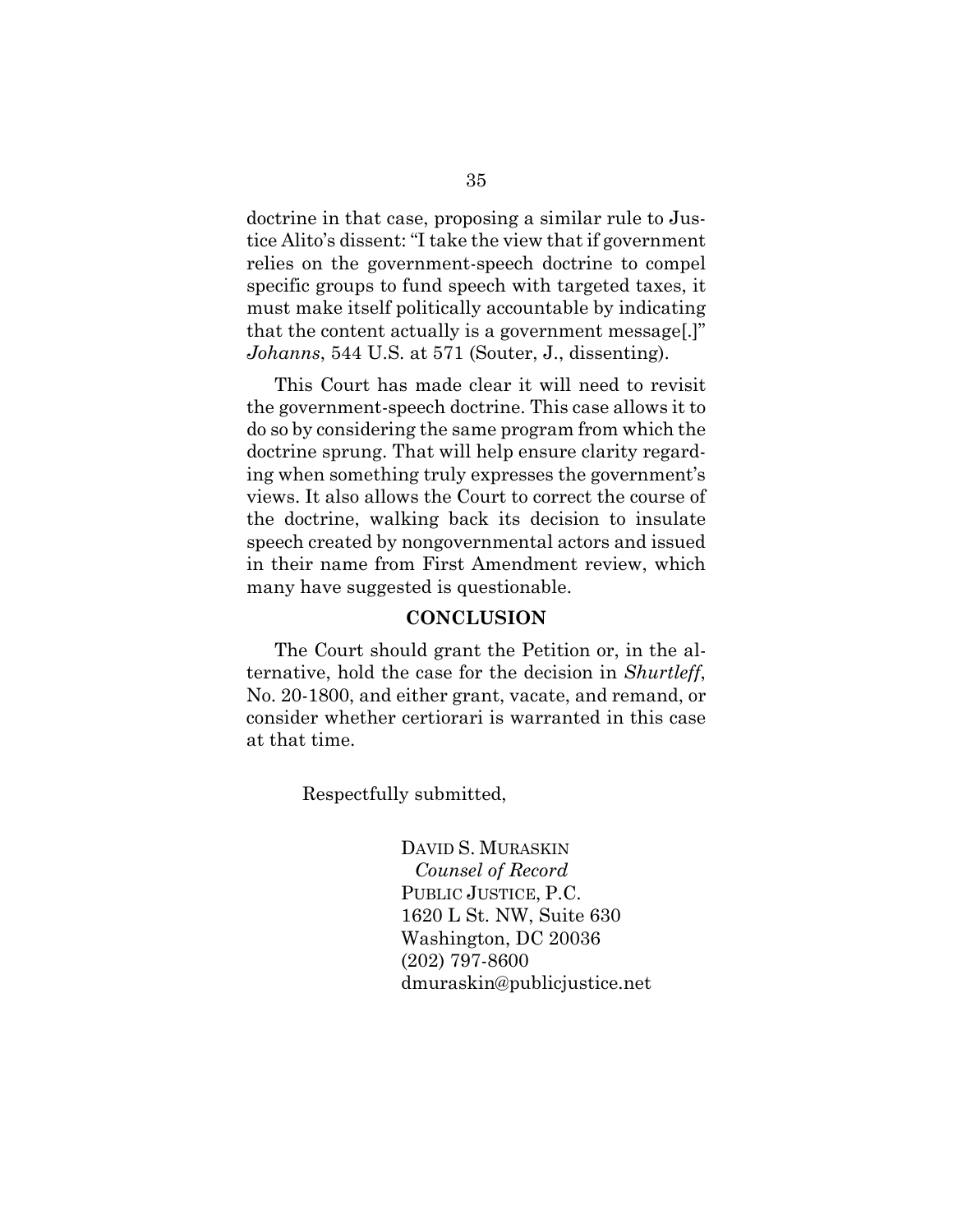doctrine in that case, proposing a similar rule to Justice Alito's dissent: "I take the view that if government relies on the government-speech doctrine to compel specific groups to fund speech with targeted taxes, it must make itself politically accountable by indicating that the content actually is a government message[.]" *Johanns*, 544 U.S. at 571 (Souter, J., dissenting).

This Court has made clear it will need to revisit the government-speech doctrine. This case allows it to do so by considering the same program from which the doctrine sprung. That will help ensure clarity regarding when something truly expresses the government's views. It also allows the Court to correct the course of the doctrine, walking back its decision to insulate speech created by nongovernmental actors and issued in their name from First Amendment review, which many have suggested is questionable.

## CONCLUSION

The Court should grant the Petition or, in the alternative, hold the case for the decision in *Shurtleff*, No. 20-1800, and either grant, vacate, and remand, or consider whether certiorari is warranted in this case at that time.

Respectfully submitted,

DAVID S. MURASKIN
*Counsel of Record*
PUBLIC JUSTICE, P.C.
1620 L St. NW, Suite 630
Washington, DC 20036
(202) 797-8600
dmuraskin@publicjustice.net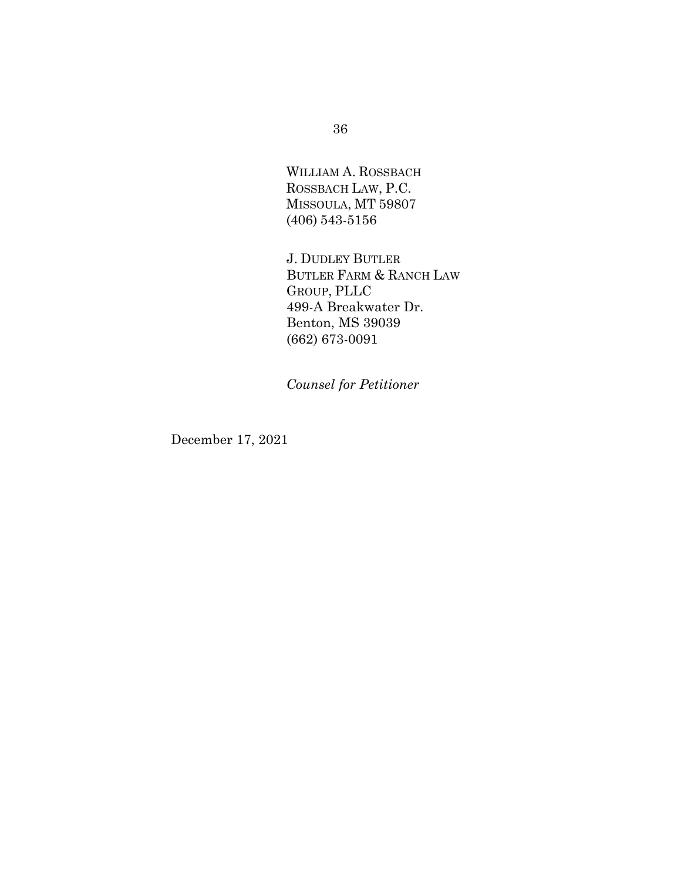WILLIAM A. ROSSBACH
ROSSBACH LAW, P.C.
MISSOULA, MT 59807
(406) 543-5156

J. DUDLEY BUTLER
BUTLER FARM & RANCH LAW GROUP, PLLC
499-A Breakwater Dr.
Benton, MS 39039
(662) 673-0091

*Counsel for Petitioner*

December 17, 2021